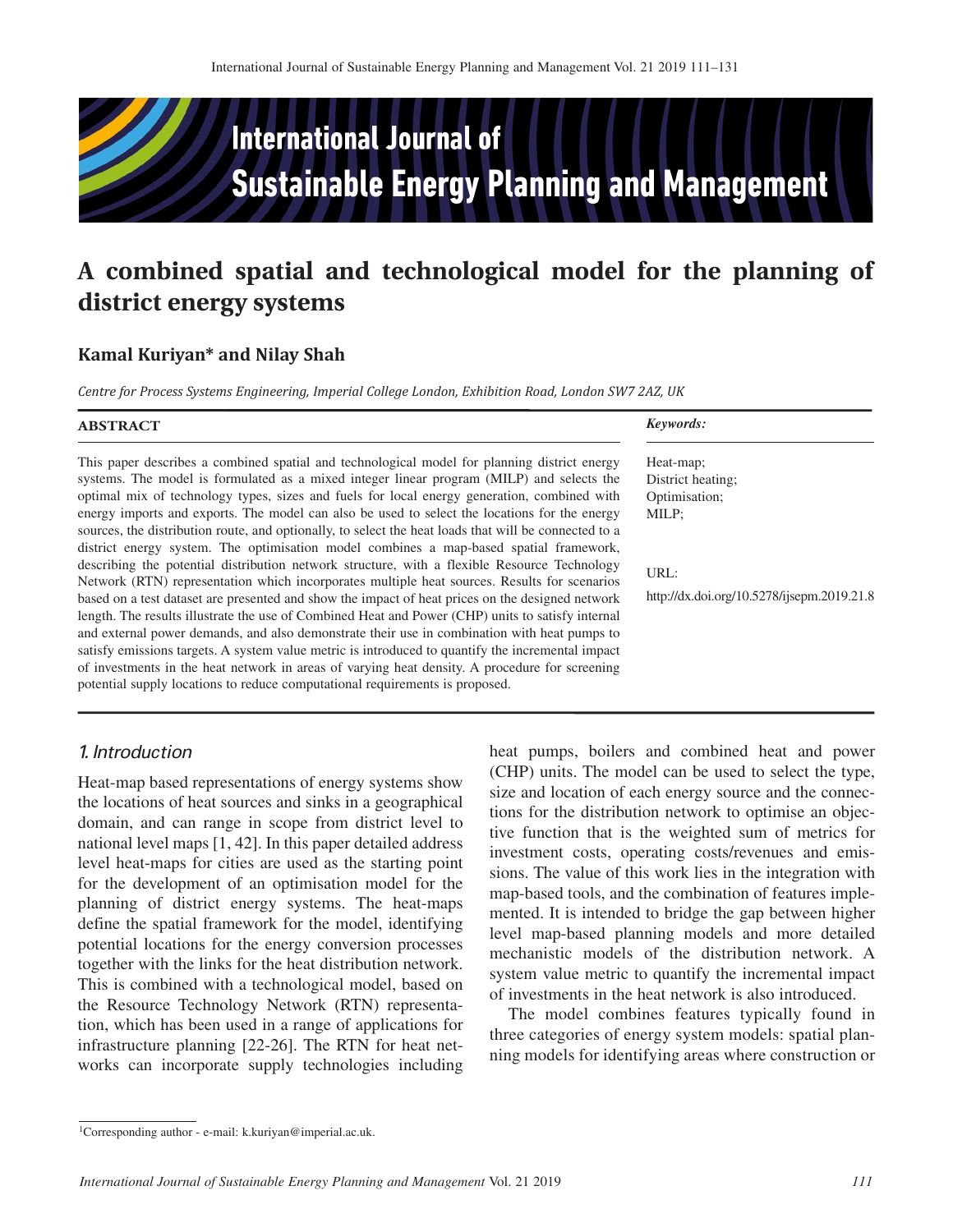# A combined spatial and technological model for the planning of district energy systems

**Kamal Kuriyan* and Nilay Shah**

*Centre for Process Systems Engineering, Imperial College London, Exhibition Road, London SW7 2AZ, UK*

**ABSTRACT**

This paper describes a combined spatial and technological model for planning district energy systems. The model is formulated as a mixed integer linear program (MILP) and selects the optimal mix of technology types, sizes and fuels for local energy generation, combined with energy imports and exports. The model can also be used to select the locations for the energy sources, the distribution route, and optionally, to select the heat loads that will be connected to a district energy system. The optimisation model combines a map-based spatial framework, describing the potential distribution network structure, with a flexible Resource Technology Network (RTN) representation which incorporates multiple heat sources. Results for scenarios based on a test dataset are presented and show the impact of heat prices on the designed network length. The results illustrate the use of Combined Heat and Power (CHP) units to satisfy internal and external power demands, and also demonstrate their use in combination with heat pumps to satisfy emissions targets. A system value metric is introduced to quantify the incremental impact of investments in the heat network in areas of varying heat density. A procedure for screening potential supply locations to reduce computational requirements is proposed.

***Keywords:***

Heat-map;
District heating;
Optimisation;
MILP;

URL:
http://dx.doi.org/10.5278/ijsepm.2019.21.8

## 1. Introduction

Heat-map based representations of energy systems show the locations of heat sources and sinks in a geographical domain, and can range in scope from district level to national level maps [1, 42]. In this paper detailed address level heat-maps for cities are used as the starting point for the development of an optimisation model for the planning of district energy systems. The heat-maps define the spatial framework for the model, identifying potential locations for the energy conversion processes together with the links for the heat distribution network. This is combined with a technological model, based on the Resource Technology Network (RTN) representation, which has been used in a range of applications for infrastructure planning [22-26]. The RTN for heat networks can incorporate supply technologies including heat pumps, boilers and combined heat and power (CHP) units. The model can be used to select the type, size and location of each energy source and the connections for the distribution network to optimise an objective function that is the weighted sum of metrics for investment costs, operating costs/revenues and emissions. The value of this work lies in the integration with map-based tools, and the combination of features implemented. It is intended to bridge the gap between higher level map-based planning models and more detailed mechanistic models of the distribution network. A system value metric to quantify the incremental impact of investments in the heat network is also introduced.

The model combines features typically found in three categories of energy system models: spatial planning models for identifying areas where construction or

[1]Corresponding author - e-mail: k.kuriyan@imperial.ac.uk.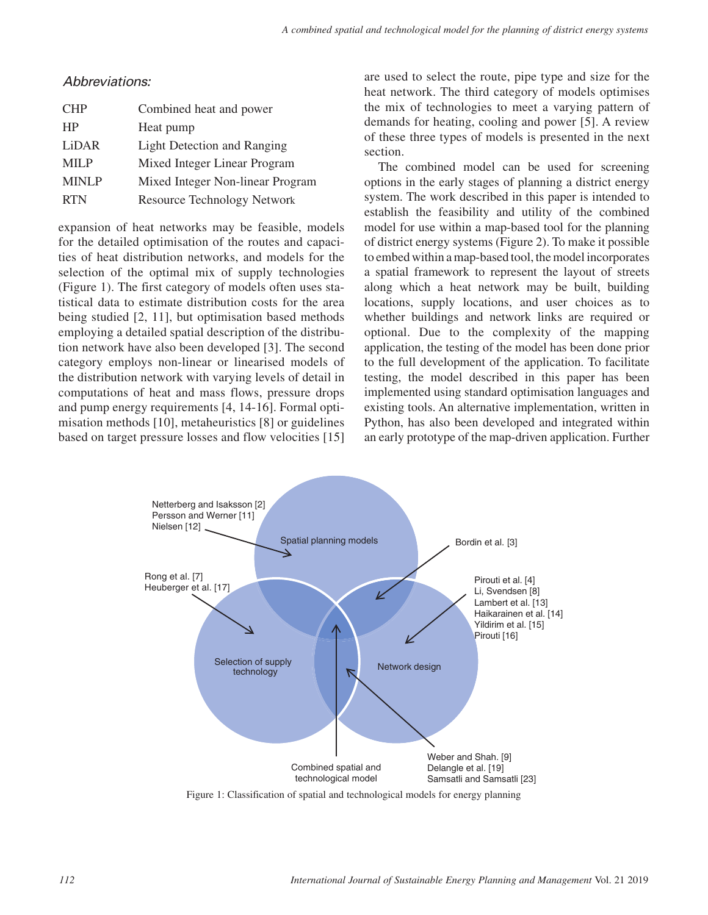*Abbreviations:*

| | |
|---|---|
| CHP | Combined heat and power |
| HP | Heat pump |
| LiDAR | Light Detection and Ranging |
| MILP | Mixed Integer Linear Program |
| MINLP | Mixed Integer Non-linear Program |
| RTN | Resource Technology Network |

expansion of heat networks may be feasible, models for the detailed optimisation of the routes and capacities of heat distribution networks, and models for the selection of the optimal mix of supply technologies (Figure 1). The first category of models often uses statistical data to estimate distribution costs for the area being studied [2, 11], but optimisation based methods employing a detailed spatial description of the distribution network have also been developed [3]. The second category employs non-linear or linearised models of the distribution network with varying levels of detail in computations of heat and mass flows, pressure drops and pump energy requirements [4, 14-16]. Formal optimisation methods [10], metaheuristics [8] or guidelines based on target pressure losses and flow velocities [15] are used to select the route, pipe type and size for the heat network. The third category of models optimises the mix of technologies to meet a varying pattern of demands for heating, cooling and power [5]. A review of these three types of models is presented in the next section.

The combined model can be used for screening options in the early stages of planning a district energy system. The work described in this paper is intended to establish the feasibility and utility of the combined model for use within a map-based tool for the planning of district energy systems (Figure 2). To make it possible to embed within a map-based tool, the model incorporates a spatial framework to represent the layout of streets along which a heat network may be built, building locations, supply locations, and user choices as to whether buildings and network links are required or optional. Due to the complexity of the mapping application, the testing of the model has been done prior to the full development of the application. To facilitate testing, the model described in this paper has been implemented using standard optimisation languages and existing tools. An alternative implementation, written in Python, has also been developed and integrated within an early prototype of the map-driven application. Further

Figure 1: Classification of spatial and technological models for energy planning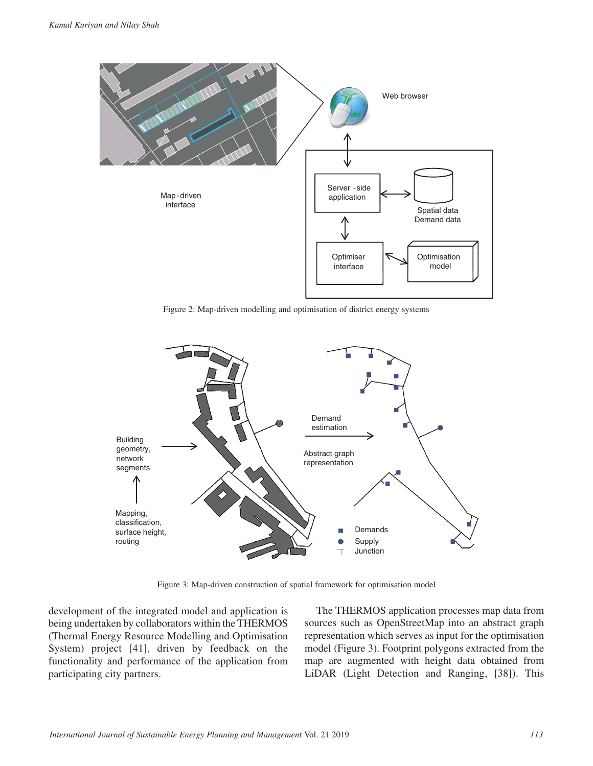Figure 2: Map-driven modelling and optimisation of district energy systems

Figure 3: Map-driven construction of spatial framework for optimisation model

development of the integrated model and application is being undertaken by collaborators within the THERMOS (Thermal Energy Resource Modelling and Optimisation System) project [41], driven by feedback on the functionality and performance of the application from participating city partners.

The THERMOS application processes map data from sources such as OpenStreetMap into an abstract graph representation which serves as input for the optimisation model (Figure 3). Footprint polygons extracted from the map are augmented with height data obtained from LiDAR (Light Detection and Ranging, [38]). This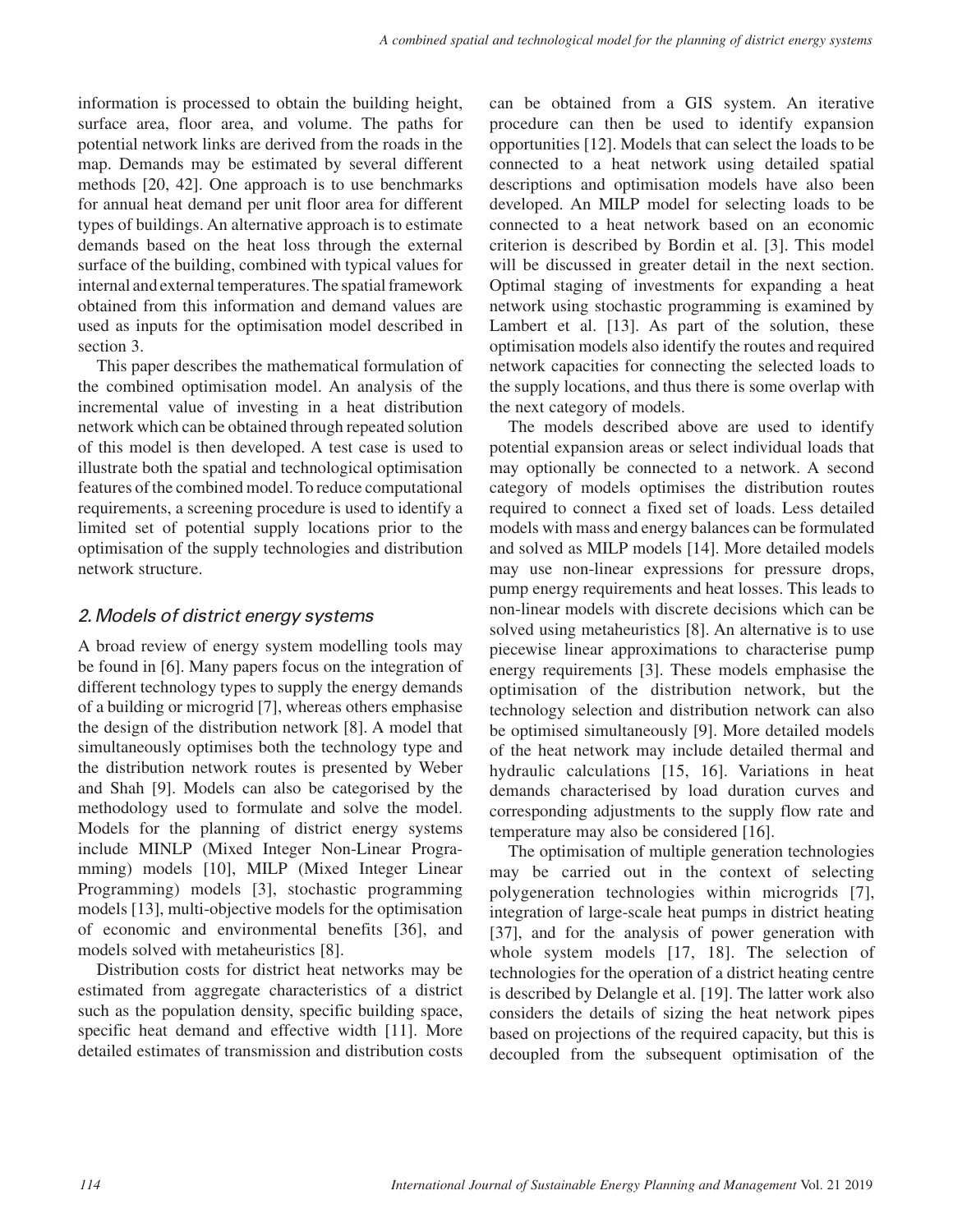information is processed to obtain the building height, surface area, floor area, and volume. The paths for potential network links are derived from the roads in the map. Demands may be estimated by several different methods [20, 42]. One approach is to use benchmarks for annual heat demand per unit floor area for different types of buildings. An alternative approach is to estimate demands based on the heat loss through the external surface of the building, combined with typical values for internal and external temperatures. The spatial framework obtained from this information and demand values are used as inputs for the optimisation model described in section 3.

This paper describes the mathematical formulation of the combined optimisation model. An analysis of the incremental value of investing in a heat distribution network which can be obtained through repeated solution of this model is then developed. A test case is used to illustrate both the spatial and technological optimisation features of the combined model. To reduce computational requirements, a screening procedure is used to identify a limited set of potential supply locations prior to the optimisation of the supply technologies and distribution network structure.

## 2. Models of district energy systems

A broad review of energy system modelling tools may be found in [6]. Many papers focus on the integration of different technology types to supply the energy demands of a building or microgrid [7], whereas others emphasise the design of the distribution network [8]. A model that simultaneously optimises both the technology type and the distribution network routes is presented by Weber and Shah [9]. Models can also be categorised by the methodology used to formulate and solve the model. Models for the planning of district energy systems include MINLP (Mixed Integer Non-Linear Programming) models [10], MILP (Mixed Integer Linear Programming) models [3], stochastic programming models [13], multi-objective models for the optimisation of economic and environmental benefits [36], and models solved with metaheuristics [8].

Distribution costs for district heat networks may be estimated from aggregate characteristics of a district such as the population density, specific building space, specific heat demand and effective width [11]. More detailed estimates of transmission and distribution costs can be obtained from a GIS system. An iterative procedure can then be used to identify expansion opportunities [12]. Models that can select the loads to be connected to a heat network using detailed spatial descriptions and optimisation models have also been developed. An MILP model for selecting loads to be connected to a heat network based on an economic criterion is described by Bordin et al. [3]. This model will be discussed in greater detail in the next section. Optimal staging of investments for expanding a heat network using stochastic programming is examined by Lambert et al. [13]. As part of the solution, these optimisation models also identify the routes and required network capacities for connecting the selected loads to the supply locations, and thus there is some overlap with the next category of models.

The models described above are used to identify potential expansion areas or select individual loads that may optionally be connected to a network. A second category of models optimises the distribution routes required to connect a fixed set of loads. Less detailed models with mass and energy balances can be formulated and solved as MILP models [14]. More detailed models may use non-linear expressions for pressure drops, pump energy requirements and heat losses. This leads to non-linear models with discrete decisions which can be solved using metaheuristics [8]. An alternative is to use piecewise linear approximations to characterise pump energy requirements [3]. These models emphasise the optimisation of the distribution network, but the technology selection and distribution network can also be optimised simultaneously [9]. More detailed models of the heat network may include detailed thermal and hydraulic calculations [15, 16]. Variations in heat demands characterised by load duration curves and corresponding adjustments to the supply flow rate and temperature may also be considered [16].

The optimisation of multiple generation technologies may be carried out in the context of selecting polygeneration technologies within microgrids [7], integration of large-scale heat pumps in district heating [37], and for the analysis of power generation with whole system models [17, 18]. The selection of technologies for the operation of a district heating centre is described by Delangle et al. [19]. The latter work also considers the details of sizing the heat network pipes based on projections of the required capacity, but this is decoupled from the subsequent optimisation of the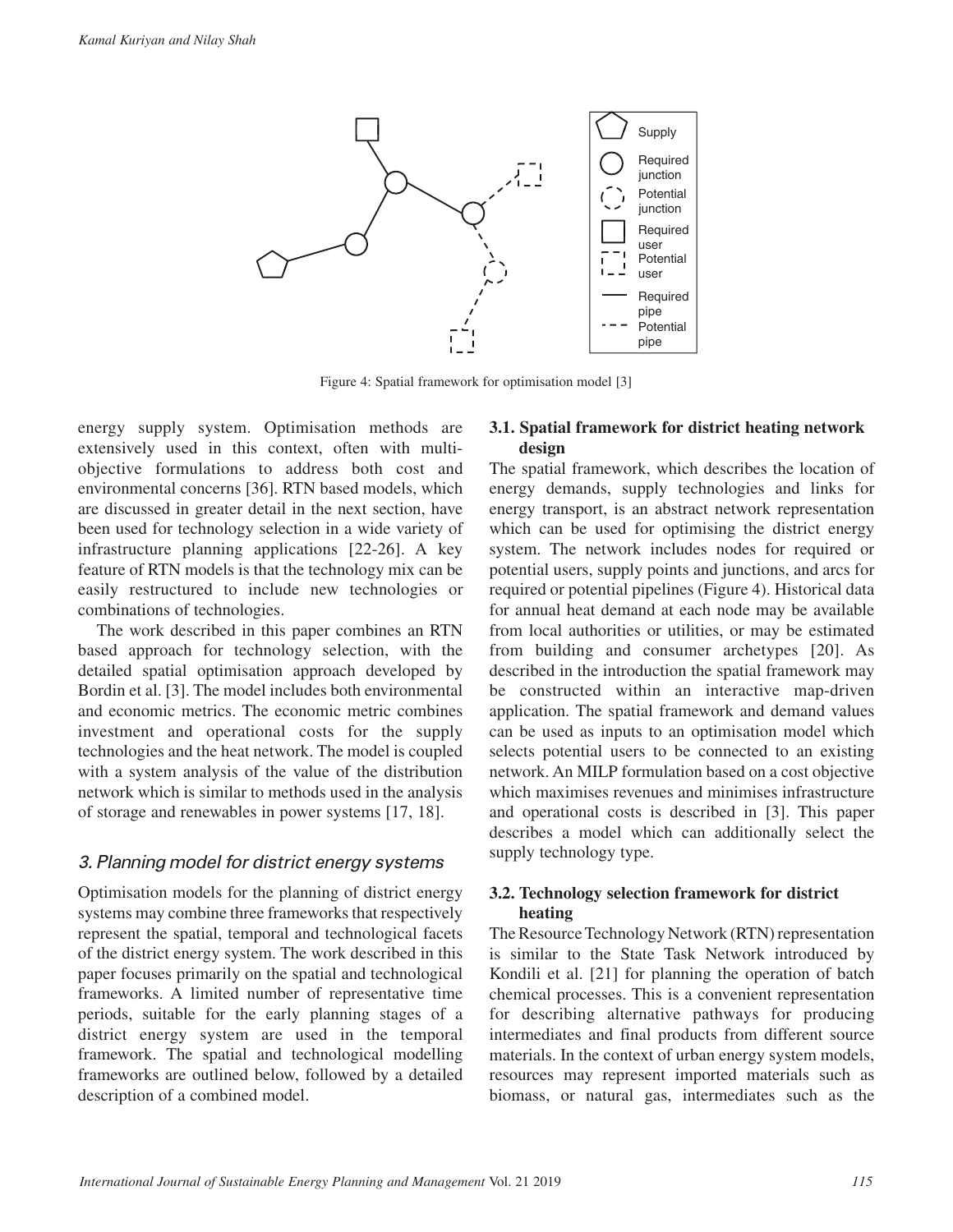Figure 4: Spatial framework for optimisation model [3]

energy supply system. Optimisation methods are extensively used in this context, often with multi-objective formulations to address both cost and environmental concerns [36]. RTN based models, which are discussed in greater detail in the next section, have been used for technology selection in a wide variety of infrastructure planning applications [22-26]. A key feature of RTN models is that the technology mix can be easily restructured to include new technologies or combinations of technologies.

The work described in this paper combines an RTN based approach for technology selection, with the detailed spatial optimisation approach developed by Bordin et al. [3]. The model includes both environmental and economic metrics. The economic metric combines investment and operational costs for the supply technologies and the heat network. The model is coupled with a system analysis of the value of the distribution network which is similar to methods used in the analysis of storage and renewables in power systems [17, 18].

## 3. Planning model for district energy systems

Optimisation models for the planning of district energy systems may combine three frameworks that respectively represent the spatial, temporal and technological facets of the district energy system. The work described in this paper focuses primarily on the spatial and technological frameworks. A limited number of representative time periods, suitable for the early planning stages of a district energy system are used in the temporal framework. The spatial and technological modelling frameworks are outlined below, followed by a detailed description of a combined model.

### 3.1. Spatial framework for district heating network design

The spatial framework, which describes the location of energy demands, supply technologies and links for energy transport, is an abstract network representation which can be used for optimising the district energy system. The network includes nodes for required or potential users, supply points and junctions, and arcs for required or potential pipelines (Figure 4). Historical data for annual heat demand at each node may be available from local authorities or utilities, or may be estimated from building and consumer archetypes [20]. As described in the introduction the spatial framework may be constructed within an interactive map-driven application. The spatial framework and demand values can be used as inputs to an optimisation model which selects potential users to be connected to an existing network. An MILP formulation based on a cost objective which maximises revenues and minimises infrastructure and operational costs is described in [3]. This paper describes a model which can additionally select the supply technology type.

### 3.2. Technology selection framework for district heating

The Resource Technology Network (RTN) representation is similar to the State Task Network introduced by Kondili et al. [21] for planning the operation of batch chemical processes. This is a convenient representation for describing alternative pathways for producing intermediates and final products from different source materials. In the context of urban energy system models, resources may represent imported materials such as biomass, or natural gas, intermediates such as the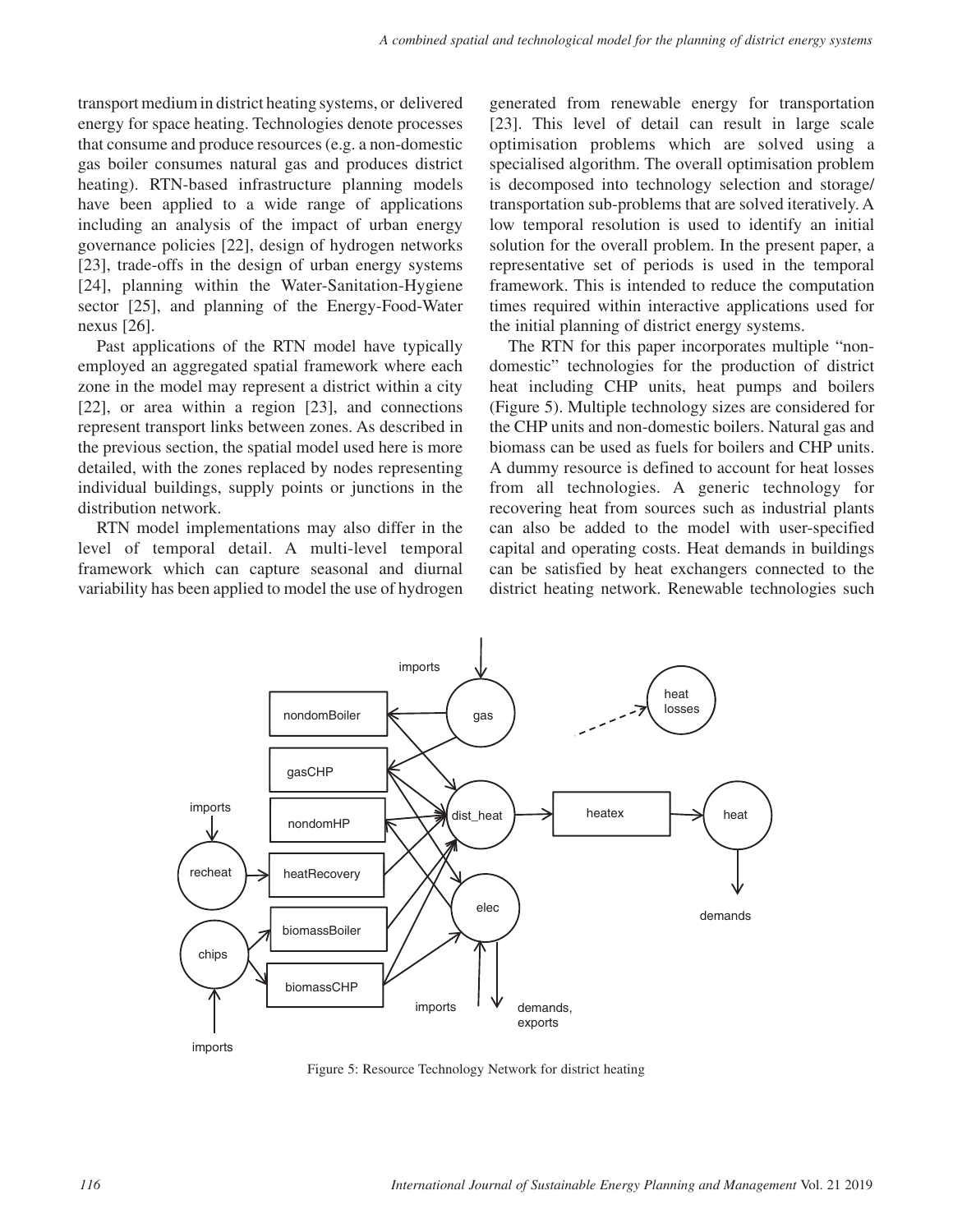transport medium in district heating systems, or delivered energy for space heating. Technologies denote processes that consume and produce resources (e.g. a non-domestic gas boiler consumes natural gas and produces district heating). RTN-based infrastructure planning models have been applied to a wide range of applications including an analysis of the impact of urban energy governance policies [22], design of hydrogen networks [23], trade-offs in the design of urban energy systems [24], planning within the Water-Sanitation-Hygiene sector [25], and planning of the Energy-Food-Water nexus [26].

Past applications of the RTN model have typically employed an aggregated spatial framework where each zone in the model may represent a district within a city [22], or area within a region [23], and connections represent transport links between zones. As described in the previous section, the spatial model used here is more detailed, with the zones replaced by nodes representing individual buildings, supply points or junctions in the distribution network.

RTN model implementations may also differ in the level of temporal detail. A multi-level temporal framework which can capture seasonal and diurnal variability has been applied to model the use of hydrogen generated from renewable energy for transportation [23]. This level of detail can result in large scale optimisation problems which are solved using a specialised algorithm. The overall optimisation problem is decomposed into technology selection and storage/ transportation sub-problems that are solved iteratively. A low temporal resolution is used to identify an initial solution for the overall problem. In the present paper, a representative set of periods is used in the temporal framework. This is intended to reduce the computation times required within interactive applications used for the initial planning of district energy systems.

The RTN for this paper incorporates multiple "non-domestic" technologies for the production of district heat including CHP units, heat pumps and boilers (Figure 5). Multiple technology sizes are considered for the CHP units and non-domestic boilers. Natural gas and biomass can be used as fuels for boilers and CHP units. A dummy resource is defined to account for heat losses from all technologies. A generic technology for recovering heat from sources such as industrial plants can also be added to the model with user-specified capital and operating costs. Heat demands in buildings can be satisfied by heat exchangers connected to the district heating network. Renewable technologies such

Figure 5: Resource Technology Network for district heating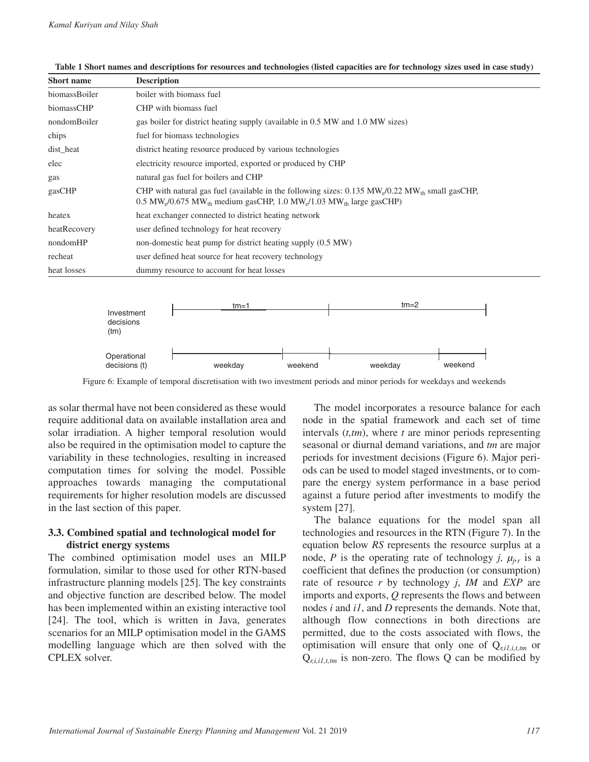**Table 1 Short names and descriptions for resources and technologies (listed capacities are for technology sizes used in case study)**

| Short name | Description |
|---|---|
| biomassBoiler | boiler with biomass fuel |
| biomassCHP | CHP with biomass fuel |
| nondomBoiler | gas boiler for district heating supply (available in 0.5 MW and 1.0 MW sizes) |
| chips | fuel for biomass technologies |
| dist_heat | district heating resource produced by various technologies |
| elec | electricity resource imported, exported or produced by CHP |
| gas | natural gas fuel for boilers and CHP |
| gasCHP | CHP with natural gas fuel (available in the following sizes: 0.135 $MW_e$/0.22 $MW_{th}$ small gasCHP, 0.5 $MW_e$/0.675 $MW_{th}$ medium gasCHP, 1.0 $MW_e$/1.03 $MW_{th}$ large gasCHP) |
| heatex | heat exchanger connected to district heating network |
| heatRecovery | user defined technology for heat recovery |
| nondomHP | non-domestic heat pump for district heating supply (0.5 MW) |
| recheat | user defined heat source for heat recovery technology |
| heat losses | dummy resource to account for heat losses |

Figure 6: Example of temporal discretisation with two investment periods and minor periods for weekdays and weekends

as solar thermal have not been considered as these would require additional data on available installation area and solar irradiation. A higher temporal resolution would also be required in the optimisation model to capture the variability in these technologies, resulting in increased computation times for solving the model. Possible approaches towards managing the computational requirements for higher resolution models are discussed in the last section of this paper.

### 3.3. Combined spatial and technological model for district energy systems

The combined optimisation model uses an MILP formulation, similar to those used for other RTN-based infrastructure planning models [25]. The key constraints and objective function are described below. The model has been implemented within an existing interactive tool [24]. The tool, which is written in Java, generates scenarios for an MILP optimisation model in the GAMS modelling language which are then solved with the CPLEX solver.

The model incorporates a resource balance for each node in the spatial framework and each set of time intervals (*t,tm*), where *t* are minor periods representing seasonal or diurnal demand variations, and *tm* are major periods for investment decisions (Figure 6). Major periods can be used to model staged investments, or to compare the energy system performance in a base period against a future period after investments to modify the system [27].

The balance equations for the model span all technologies and resources in the RTN (Figure 7). In the equation below *RS* represents the resource surplus at a node, *P* is the operating rate of technology *j*, $\mu_{j,r}$ is a coefficient that defines the production (or consumption) rate of resource *r* by technology *j*, *IM* and *EXP* are imports and exports, *Q* represents the flows and between nodes *i* and *i1*, and *D* represents the demands. Note that, although flow connections in both directions are permitted, due to the costs associated with flows, the optimisation will ensure that only one of $Q_{r,i1,i,t,tm}$ or $Q_{r,i,i1,t,tm}$ is non-zero. The flows Q can be modified by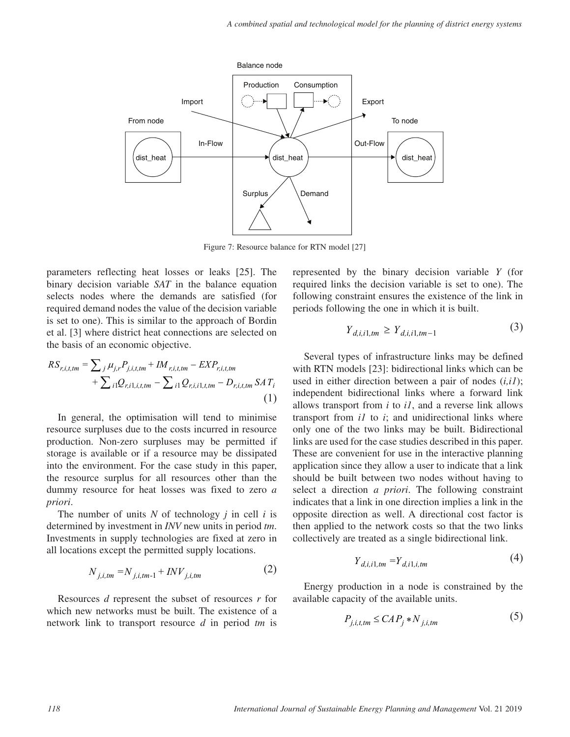Figure 7: Resource balance for RTN model [27]

parameters reflecting heat losses or leaks [25]. The binary decision variable *SAT* in the balance equation selects nodes where the demands are satisfied (for required demand nodes the value of the decision variable is set to one). This is similar to the approach of Bordin et al. [3] where district heat connections are selected on the basis of an economic objective.

$$RS_{r,i,t,tm} = \sum_j \mu_{j,r} P_{j,i,t,tm} + IM_{r,i,t,tm} - EXP_{r,i,t,tm} + \sum_{i1} Q_{r,i1,i,t,tm} - \sum_{i1} Q_{r,i,i1,t,tm} - D_{r,i,t,tm}\, SAT_i \tag{1}$$

In general, the optimisation will tend to minimise resource surpluses due to the costs incurred in resource production. Non-zero surpluses may be permitted if storage is available or if a resource may be dissipated into the environment. For the case study in this paper, the resource surplus for all resources other than the dummy resource for heat losses was fixed to zero *a priori*.

The number of units *N* of technology *j* in cell *i* is determined by investment in *INV* new units in period *tm*. Investments in supply technologies are fixed at zero in all locations except the permitted supply locations.

$$N_{j,i,tm} = N_{j,i,tm\text{-}1} + INV_{j,i,tm} \tag{2}$$

Resources *d* represent the subset of resources *r* for which new networks must be built. The existence of a network link to transport resource *d* in period *tm* is represented by the binary decision variable *Y* (for required links the decision variable is set to one). The following constraint ensures the existence of the link in periods following the one in which it is built.

$$Y_{d,i,i1,tm} \geq Y_{d,i,i1,tm-1} \tag{3}$$

Several types of infrastructure links may be defined with RTN models [23]: bidirectional links which can be used in either direction between a pair of nodes (*i,i1*); independent bidirectional links where a forward link allows transport from *i* to *i1*, and a reverse link allows transport from *i1* to *i*; and unidirectional links where only one of the two links may be built. Bidirectional links are used for the case studies described in this paper. These are convenient for use in the interactive planning application since they allow a user to indicate that a link should be built between two nodes without having to select a direction *a priori*. The following constraint indicates that a link in one direction implies a link in the opposite direction as well. A directional cost factor is then applied to the network costs so that the two links collectively are treated as a single bidirectional link.

$$Y_{d,i,i1,tm} = Y_{d,i1,i,tm} \tag{4}$$

Energy production in a node is constrained by the available capacity of the available units.

$$P_{j,i,t,tm} \leq CAP_j * N_{j,i,tm} \tag{5}$$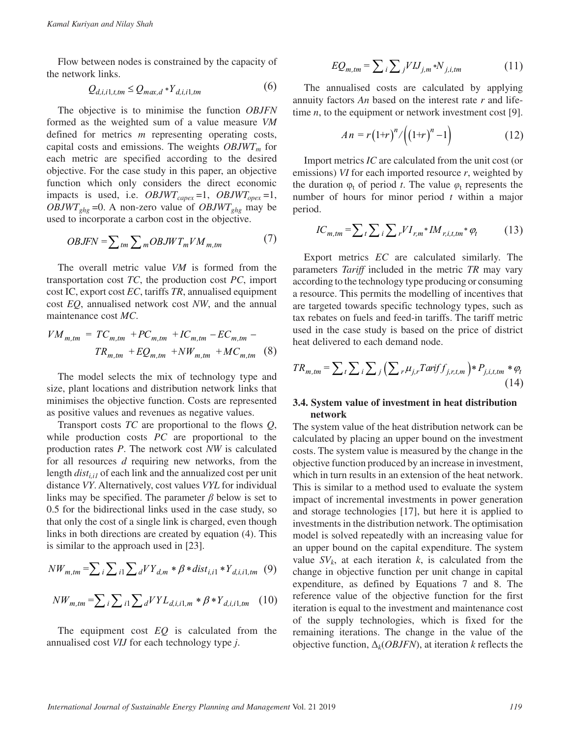Flow between nodes is constrained by the capacity of the network links.

$$Q_{d,i,i1,t,tm} \leq Q_{max,d} * Y_{d,i,i1,tm} \quad (6)$$

The objective is to minimise the function *OBJFN* formed as the weighted sum of a value measure *VM* defined for metrics *m* representing operating costs, capital costs and emissions. The weights $OBJWT_m$ for each metric are specified according to the desired objective. For the case study in this paper, an objective function which only considers the direct economic impacts is used, i.e. $OBJWT_{capex}=1$, $OBJWT_{opex}=1$, $OBJWT_{ghg}=0$. A non-zero value of $OBJWT_{ghg}$ may be used to incorporate a carbon cost in the objective.

$$OBJFN = \sum_{tm} \sum_{m} OBJWT_m VM_{m,tm} \quad (7)$$

The overall metric value *VM* is formed from the transportation cost *TC*, the production cost *PC*, import cost IC, export cost *EC*, tariffs *TR*, annualised equipment cost *EQ*, annualised network cost *NW*, and the annual maintenance cost *MC*.

$$VM_{m,tm} = TC_{m,tm} + PC_{m,tm} + IC_{m,tm} - EC_{m,tm} - TR_{m,tm} + EQ_{m,tm} + NW_{m,tm} + MC_{m,tm} \quad (8)$$

The model selects the mix of technology type and size, plant locations and distribution network links that minimises the objective function. Costs are represented as positive values and revenues as negative values.

Transport costs *TC* are proportional to the flows *Q*, while production costs *PC* are proportional to the production rates *P*. The network cost *NW* is calculated for all resources *d* requiring new networks, from the length $dist_{i,i1}$ of each link and the annualized cost per unit distance *VY*. Alternatively, cost values *VYL* for individual links may be specified. The parameter $\beta$ below is set to 0.5 for the bidirectional links used in the case study, so that only the cost of a single link is charged, even though links in both directions are created by equation (4). This is similar to the approach used in [23].

$$NW_{m,tm} = \sum_{i} \sum_{i1} \sum_{d} VY_{d,m} * \beta * dist_{i,i1} * Y_{d,i,i1,tm} \quad (9)$$

$$NW_{m,tm} = \sum_{i} \sum_{i1} \sum_{d} VYL_{d,i,i1,m} * \beta * Y_{d,i,i1,tm} \quad (10)$$

The equipment cost *EQ* is calculated from the annualised cost *VIJ* for each technology type *j*.

$$EQ_{m,tm} = \sum_{i} \sum_{j} VIJ_{j,m} * N_{j,i,tm} \quad (11)$$

The annualised costs are calculated by applying annuity factors *An* based on the interest rate *r* and life-time *n*, to the equipment or network investment cost [9].

$$An = r(1+r)^n / \left((1+r)^n - 1\right) \quad (12)$$

Import metrics *IC* are calculated from the unit cost (or emissions) *VI* for each imported resource *r*, weighted by the duration $\varphi_t$ of period *t*. The value $\varphi_t$ represents the number of hours for minor period *t* within a major period.

$$IC_{m,tm} = \sum_{t} \sum_{i} \sum_{r} VI_{r,m} * IM_{r,i,t,tm} * \varphi_t \quad (13)$$

Export metrics *EC* are calculated similarly. The parameters *Tariff* included in the metric *TR* may vary according to the technology type producing or consuming a resource. This permits the modelling of incentives that are targeted towards specific technology types, such as tax rebates on fuels and feed-in tariffs. The tariff metric used in the case study is based on the price of district heat delivered to each demand node.

$$TR_{m,tm} = \sum_{t} \sum_{i} \sum_{j} \left( \sum_{r} \mu_{j,r} Tariff_{j,r,t,m} \right) * P_{j,i,t,tm} * \varphi_t \quad (14)$$

### 3.4. System value of investment in heat distribution network

The system value of the heat distribution network can be calculated by placing an upper bound on the investment costs. The system value is measured by the change in the objective function produced by an increase in investment, which in turn results in an extension of the heat network. This is similar to a method used to evaluate the system impact of incremental investments in power generation and storage technologies [17], but here it is applied to investments in the distribution network. The optimisation model is solved repeatedly with an increasing value for an upper bound on the capital expenditure. The system value $SV_k$, at each iteration *k*, is calculated from the change in objective function per unit change in capital expenditure, as defined by Equations 7 and 8. The reference value of the objective function for the first iteration is equal to the investment and maintenance cost of the supply technologies, which is fixed for the remaining iterations. The change in the value of the objective function, $\Delta_k(OBJFN)$, at iteration *k* reflects the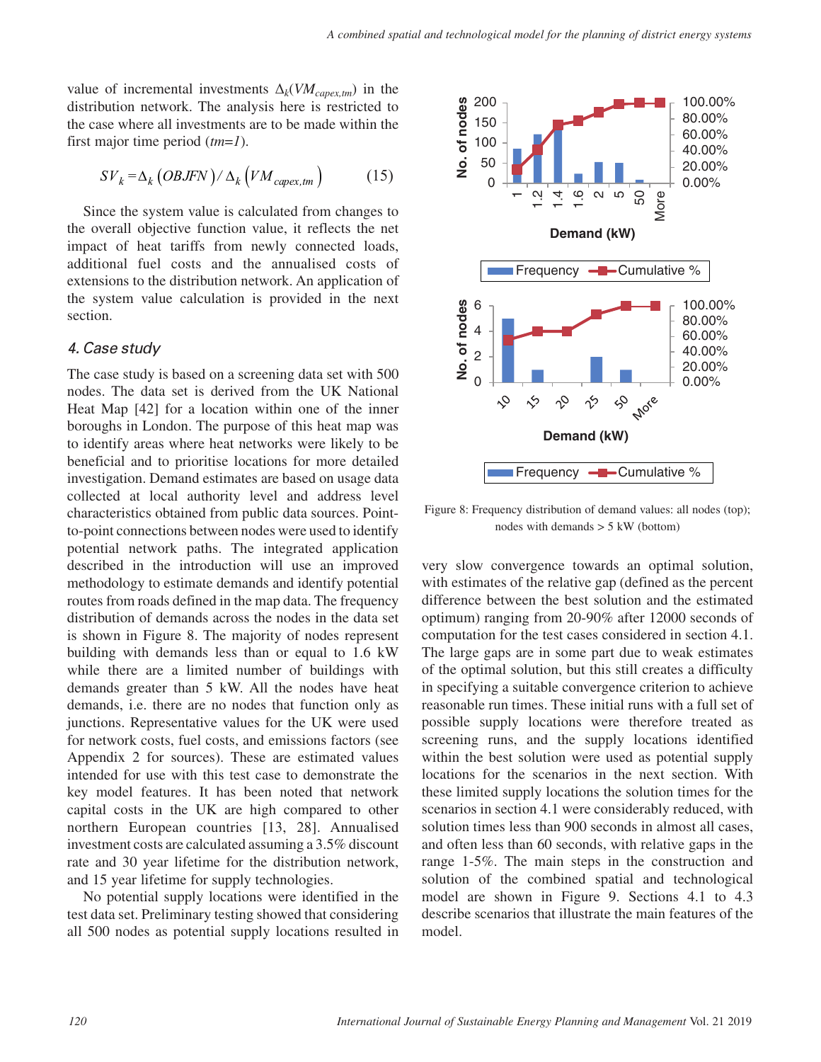value of incremental investments $\Delta_k(VM_{capex,tm})$ in the distribution network. The analysis here is restricted to the case where all investments are to be made within the first major time period (*tm=1*).

$$SV_k = \Delta_k \left(OBJFN\right) / \Delta_k \left(VM_{capex,tm}\right) \qquad (15)$$

Since the system value is calculated from changes to the overall objective function value, it reflects the net impact of heat tariffs from newly connected loads, additional fuel costs and the annualised costs of extensions to the distribution network. An application of the system value calculation is provided in the next section.

## *4. Case study*

The case study is based on a screening data set with 500 nodes. The data set is derived from the UK National Heat Map [42] for a location within one of the inner boroughs in London. The purpose of this heat map was to identify areas where heat networks were likely to be beneficial and to prioritise locations for more detailed investigation. Demand estimates are based on usage data collected at local authority level and address level characteristics obtained from public data sources. Point-to-point connections between nodes were used to identify potential network paths. The integrated application described in the introduction will use an improved methodology to estimate demands and identify potential routes from roads defined in the map data. The frequency distribution of demands across the nodes in the data set is shown in Figure 8. The majority of nodes represent building with demands less than or equal to 1.6 kW while there are a limited number of buildings with demands greater than 5 kW. All the nodes have heat demands, i.e. there are no nodes that function only as junctions. Representative values for the UK were used for network costs, fuel costs, and emissions factors (see Appendix 2 for sources). These are estimated values intended for use with this test case to demonstrate the key model features. It has been noted that network capital costs in the UK are high compared to other northern European countries [13, 28]. Annualised investment costs are calculated assuming a 3.5% discount rate and 30 year lifetime for the distribution network, and 15 year lifetime for supply technologies.

No potential supply locations were identified in the test data set. Preliminary testing showed that considering all 500 nodes as potential supply locations resulted in very slow convergence towards an optimal solution, with estimates of the relative gap (defined as the percent difference between the best solution and the estimated optimum) ranging from 20-90% after 12000 seconds of computation for the test cases considered in section 4.1. The large gaps are in some part due to weak estimates of the optimal solution, but this still creates a difficulty in specifying a suitable convergence criterion to achieve reasonable run times. These initial runs with a full set of possible supply locations were therefore treated as screening runs, and the supply locations identified within the best solution were used as potential supply locations for the scenarios in the next section. With these limited supply locations the solution times for the scenarios in section 4.1 were considerably reduced, with solution times less than 900 seconds in almost all cases, and often less than 60 seconds, with relative gaps in the range 1-5%. The main steps in the construction and solution of the combined spatial and technological model are shown in Figure 9. Sections 4.1 to 4.3 describe scenarios that illustrate the main features of the model.

Figure 8: Frequency distribution of demand values: all nodes (top); nodes with demands > 5 kW (bottom)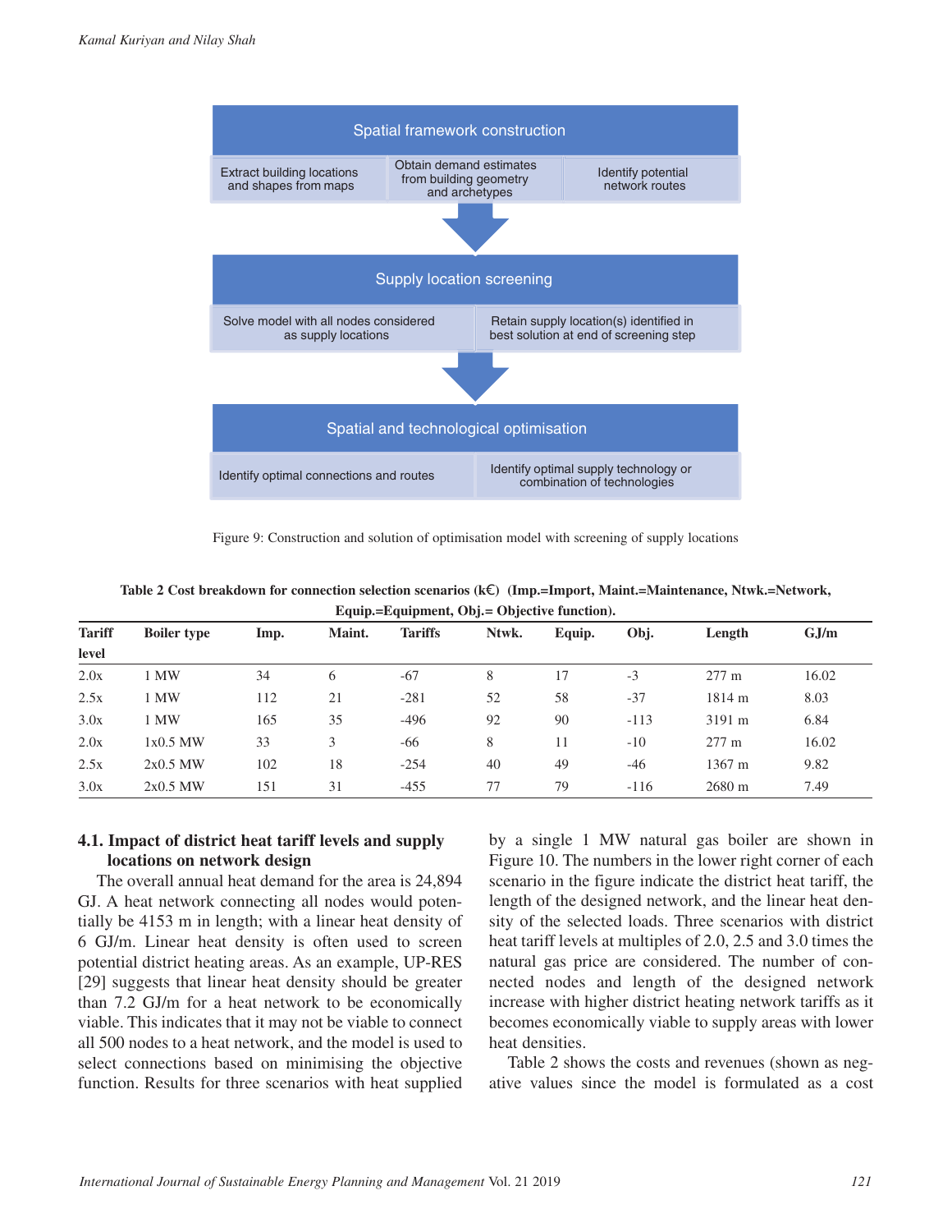Spatial framework construction

Extract building locations and shapes from maps | Obtain demand estimates from building geometry and archetypes | Identify potential network routes

Supply location screening

Solve model with all nodes considered as supply locations | Retain supply location(s) identified in best solution at end of screening step

Spatial and technological optimisation

Identify optimal connections and routes | Identify optimal supply technology or combination of technologies

Figure 9: Construction and solution of optimisation model with screening of supply locations

**Table 2 Cost breakdown for connection selection scenarios (k€) (Imp.=Import, Maint.=Maintenance, Ntwk.=Network, Equip.=Equipment, Obj.= Objective function).**

| Tariff level | Boiler type | Imp. | Maint. | Tariffs | Ntwk. | Equip. | Obj. | Length | GJ/m |
|---|---|---|---|---|---|---|---|---|---|
| 2.0x | 1 MW | 34 | 6 | -67 | 8 | 17 | -3 | 277 m | 16.02 |
| 2.5x | 1 MW | 112 | 21 | -281 | 52 | 58 | -37 | 1814 m | 8.03 |
| 3.0x | 1 MW | 165 | 35 | -496 | 92 | 90 | -113 | 3191 m | 6.84 |
| 2.0x | 1x0.5 MW | 33 | 3 | -66 | 8 | 11 | -10 | 277 m | 16.02 |
| 2.5x | 2x0.5 MW | 102 | 18 | -254 | 40 | 49 | -46 | 1367 m | 9.82 |
| 3.0x | 2x0.5 MW | 151 | 31 | -455 | 77 | 79 | -116 | 2680 m | 7.49 |

### 4.1. Impact of district heat tariff levels and supply locations on network design

The overall annual heat demand for the area is 24,894 GJ. A heat network connecting all nodes would potentially be 4153 m in length; with a linear heat density of 6 GJ/m. Linear heat density is often used to screen potential district heating areas. As an example, UP-RES [29] suggests that linear heat density should be greater than 7.2 GJ/m for a heat network to be economically viable. This indicates that it may not be viable to connect all 500 nodes to a heat network, and the model is used to select connections based on minimising the objective function. Results for three scenarios with heat supplied by a single 1 MW natural gas boiler are shown in Figure 10. The numbers in the lower right corner of each scenario in the figure indicate the district heat tariff, the length of the designed network, and the linear heat density of the selected loads. Three scenarios with district heat tariff levels at multiples of 2.0, 2.5 and 3.0 times the natural gas price are considered. The number of connected nodes and length of the designed network increase with higher district heating network tariffs as it becomes economically viable to supply areas with lower heat densities.

Table 2 shows the costs and revenues (shown as negative values since the model is formulated as a cost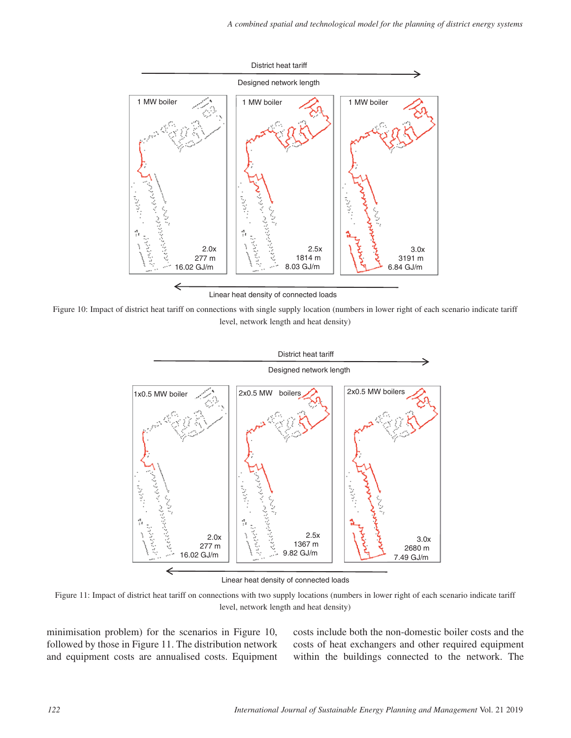Figure 10: Impact of district heat tariff on connections with single supply location (numbers in lower right of each scenario indicate tariff level, network length and heat density)

Figure 11: Impact of district heat tariff on connections with two supply locations (numbers in lower right of each scenario indicate tariff level, network length and heat density)

minimisation problem) for the scenarios in Figure 10, followed by those in Figure 11. The distribution network and equipment costs are annualised costs. Equipment costs include both the non-domestic boiler costs and the costs of heat exchangers and other required equipment within the buildings connected to the network. The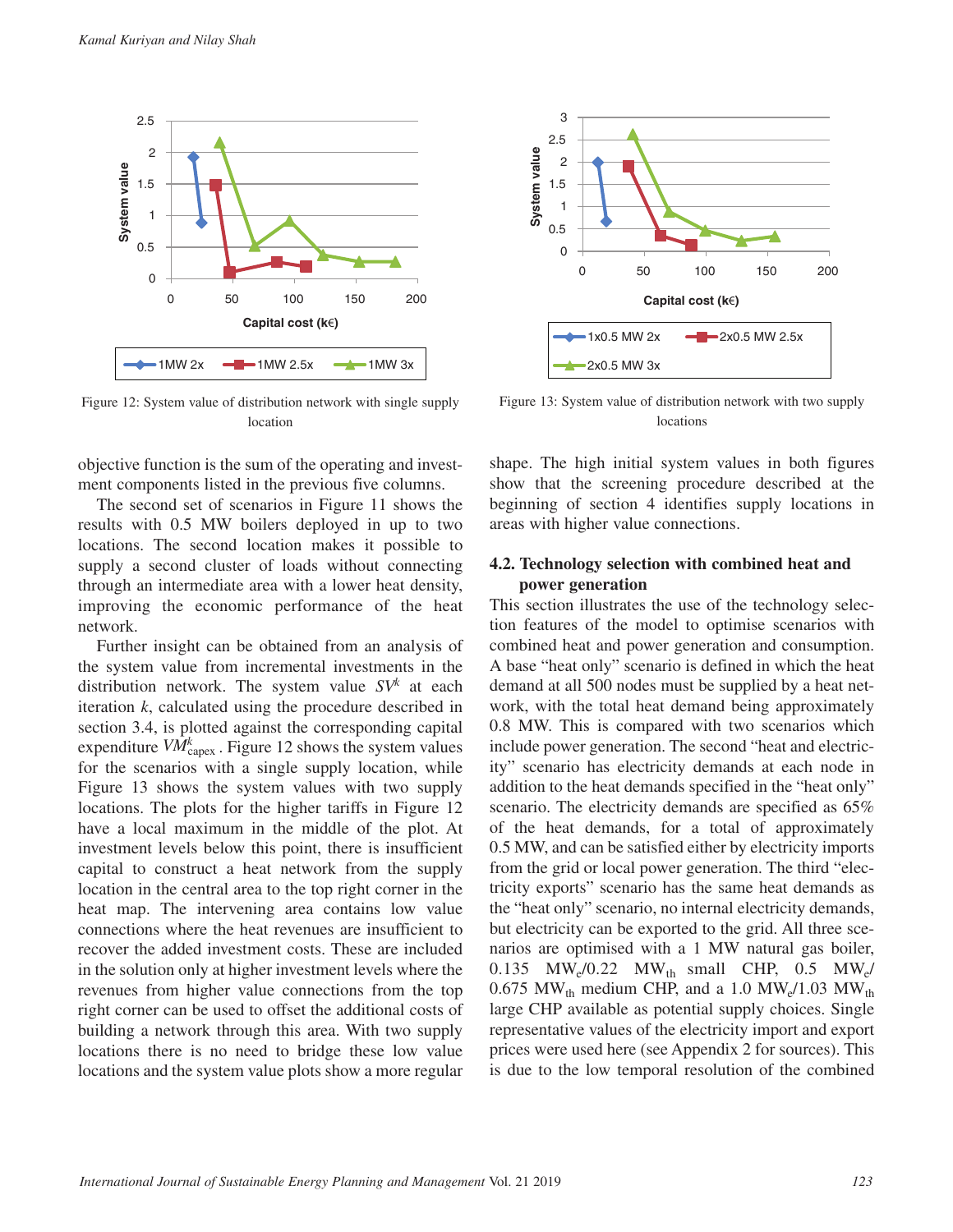Figure 12: System value of distribution network with single supply location

Figure 13: System value of distribution network with two supply locations

objective function is the sum of the operating and investment components listed in the previous five columns.

The second set of scenarios in Figure 11 shows the results with 0.5 MW boilers deployed in up to two locations. The second location makes it possible to supply a second cluster of loads without connecting through an intermediate area with a lower heat density, improving the economic performance of the heat network.

Further insight can be obtained from an analysis of the system value from incremental investments in the distribution network. The system value $SV^k$ at each iteration $k$, calculated using the procedure described in section 3.4, is plotted against the corresponding capital expenditure $VM^k_{\text{capex}}$. Figure 12 shows the system values for the scenarios with a single supply location, while Figure 13 shows the system values with two supply locations. The plots for the higher tariffs in Figure 12 have a local maximum in the middle of the plot. At investment levels below this point, there is insufficient capital to construct a heat network from the supply location in the central area to the top right corner in the heat map. The intervening area contains low value connections where the heat revenues are insufficient to recover the added investment costs. These are included in the solution only at higher investment levels where the revenues from higher value connections from the top right corner can be used to offset the additional costs of building a network through this area. With two supply locations there is no need to bridge these low value locations and the system value plots show a more regular shape. The high initial system values in both figures show that the screening procedure described at the beginning of section 4 identifies supply locations in areas with higher value connections.

## 4.2. Technology selection with combined heat and power generation

This section illustrates the use of the technology selection features of the model to optimise scenarios with combined heat and power generation and consumption. A base "heat only" scenario is defined in which the heat demand at all 500 nodes must be supplied by a heat network, with the total heat demand being approximately 0.8 MW. This is compared with two scenarios which include power generation. The second "heat and electricity" scenario has electricity demands at each node in addition to the heat demands specified in the "heat only" scenario. The electricity demands are specified as 65% of the heat demands, for a total of approximately 0.5 MW, and can be satisfied either by electricity imports from the grid or local power generation. The third "electricity exports" scenario has the same heat demands as the "heat only" scenario, no internal electricity demands, but electricity can be exported to the grid. All three scenarios are optimised with a 1 MW natural gas boiler, 0.135 $MW_e$/0.22 $MW_{th}$ small CHP, 0.5 $MW_e$/0.675 $MW_{th}$ medium CHP, and a 1.0 $MW_e$/1.03 $MW_{th}$ large CHP available as potential supply choices. Single representative values of the electricity import and export prices were used here (see Appendix 2 for sources). This is due to the low temporal resolution of the combined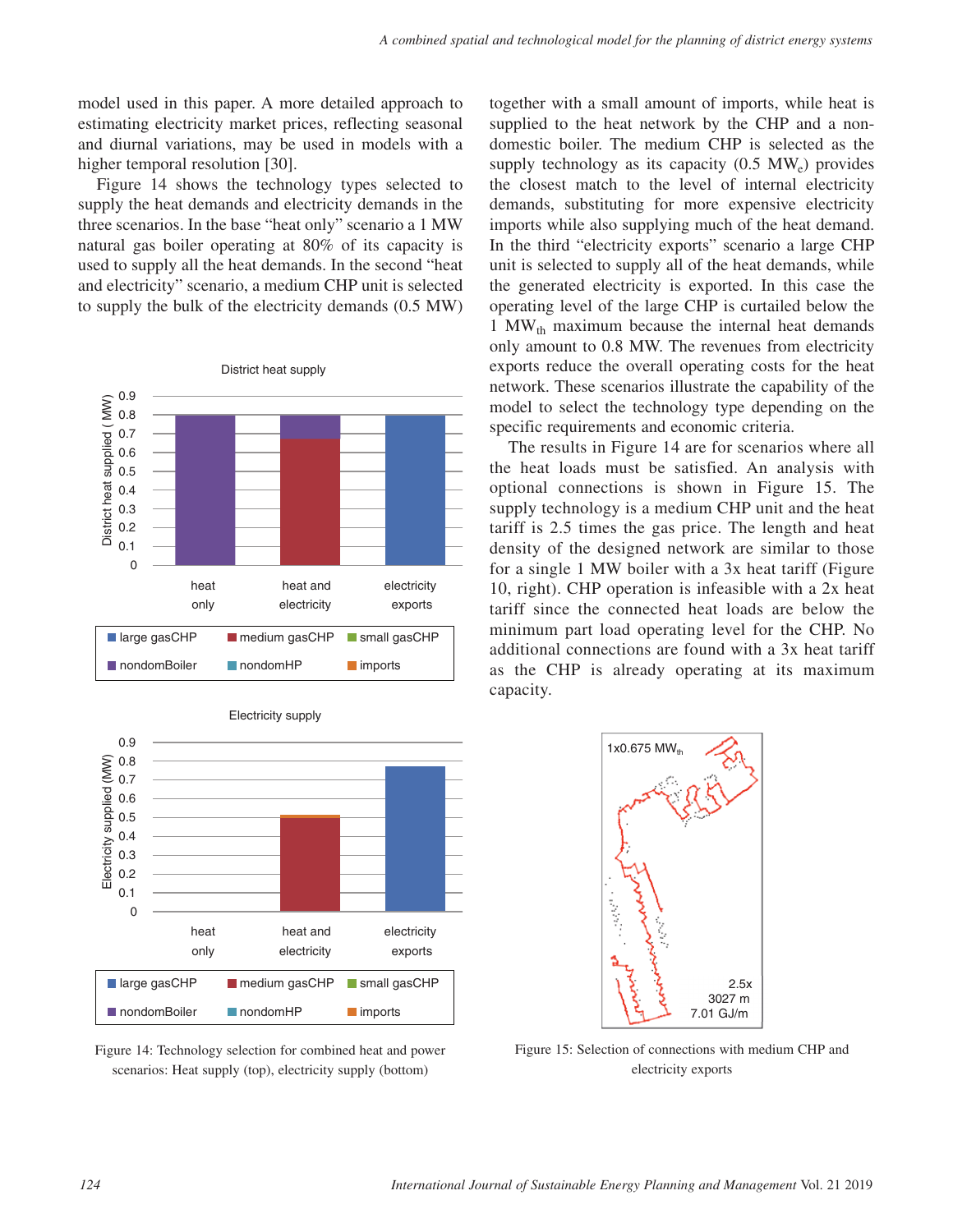model used in this paper. A more detailed approach to estimating electricity market prices, reflecting seasonal and diurnal variations, may be used in models with a higher temporal resolution [30].

Figure 14 shows the technology types selected to supply the heat demands and electricity demands in the three scenarios. In the base "heat only" scenario a 1 MW natural gas boiler operating at 80% of its capacity is used to supply all the heat demands. In the second "heat and electricity" scenario, a medium CHP unit is selected to supply the bulk of the electricity demands (0.5 MW) together with a small amount of imports, while heat is supplied to the heat network by the CHP and a non-domestic boiler. The medium CHP is selected as the supply technology as its capacity (0.5 $MW_e$) provides the closest match to the level of internal electricity demands, substituting for more expensive electricity imports while also supplying much of the heat demand. In the third "electricity exports" scenario a large CHP unit is selected to supply all of the heat demands, while the generated electricity is exported. In this case the operating level of the large CHP is curtailed below the 1 $MW_{th}$ maximum because the internal heat demands only amount to 0.8 MW. The revenues from electricity exports reduce the overall operating costs for the heat network. These scenarios illustrate the capability of the model to select the technology type depending on the specific requirements and economic criteria.

The results in Figure 14 are for scenarios where all the heat loads must be satisfied. An analysis with optional connections is shown in Figure 15. The supply technology is a medium CHP unit and the heat tariff is 2.5 times the gas price. The length and heat density of the designed network are similar to those for a single 1 MW boiler with a 3x heat tariff (Figure 10, right). CHP operation is infeasible with a 2x heat tariff since the connected heat loads are below the minimum part load operating level for the CHP. No additional connections are found with a 3x heat tariff as the CHP is already operating at its maximum capacity.

Figure 14: Technology selection for combined heat and power scenarios: Heat supply (top), electricity supply (bottom)

Figure 15: Selection of connections with medium CHP and electricity exports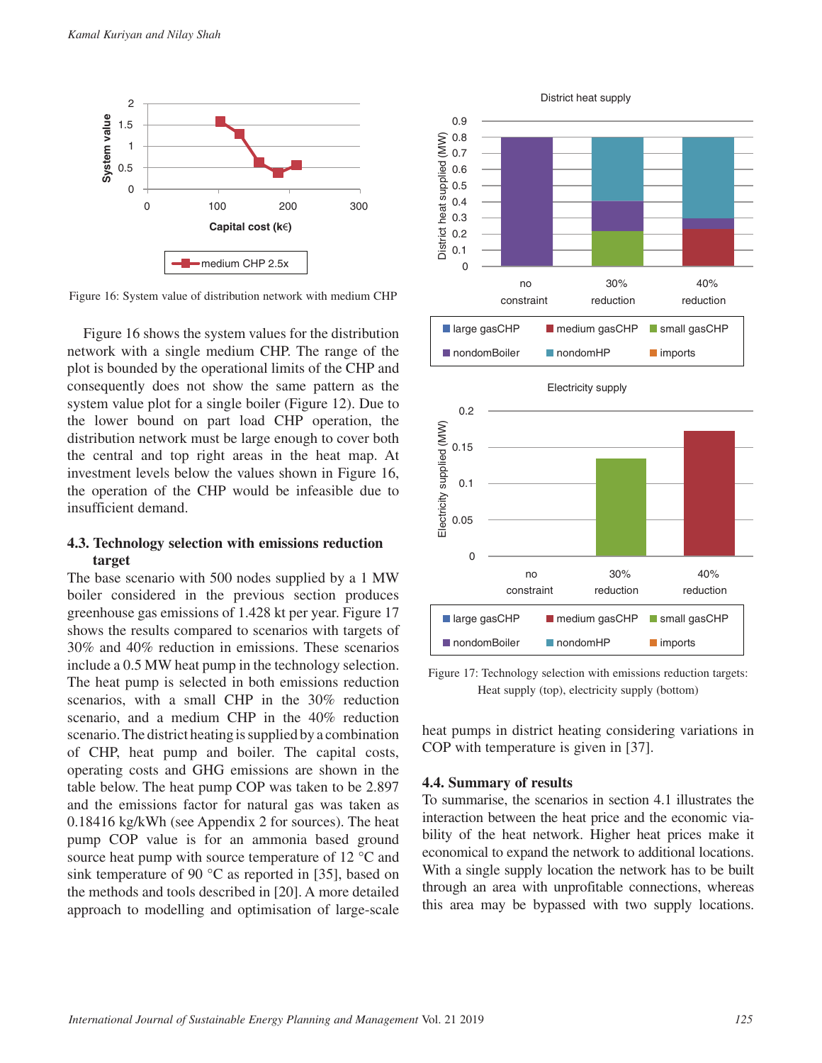Figure 16: System value of distribution network with medium CHP

Figure 16 shows the system values for the distribution network with a single medium CHP. The range of the plot is bounded by the operational limits of the CHP and consequently does not show the same pattern as the system value plot for a single boiler (Figure 12). Due to the lower bound on part load CHP operation, the distribution network must be large enough to cover both the central and top right areas in the heat map. At investment levels below the values shown in Figure 16, the operation of the CHP would be infeasible due to insufficient demand.

### 4.3. Technology selection with emissions reduction target

The base scenario with 500 nodes supplied by a 1 MW boiler considered in the previous section produces greenhouse gas emissions of 1.428 kt per year. Figure 17 shows the results compared to scenarios with targets of 30% and 40% reduction in emissions. These scenarios include a 0.5 MW heat pump in the technology selection. The heat pump is selected in both emissions reduction scenarios, with a small CHP in the 30% reduction scenario, and a medium CHP in the 40% reduction scenario. The district heating is supplied by a combination of CHP, heat pump and boiler. The capital costs, operating costs and GHG emissions are shown in the table below. The heat pump COP was taken to be 2.897 and the emissions factor for natural gas was taken as 0.18416 kg/kWh (see Appendix 2 for sources). The heat pump COP value is for an ammonia based ground source heat pump with source temperature of 12 °C and sink temperature of 90 °C as reported in [35], based on the methods and tools described in [20]. A more detailed approach to modelling and optimisation of large-scale heat pumps in district heating considering variations in COP with temperature is given in [37].

Figure 17: Technology selection with emissions reduction targets: Heat supply (top), electricity supply (bottom)

### 4.4. Summary of results

To summarise, the scenarios in section 4.1 illustrates the interaction between the heat price and the economic viability of the heat network. Higher heat prices make it economical to expand the network to additional locations. With a single supply location the network has to be built through an area with unprofitable connections, whereas this area may be bypassed with two supply locations.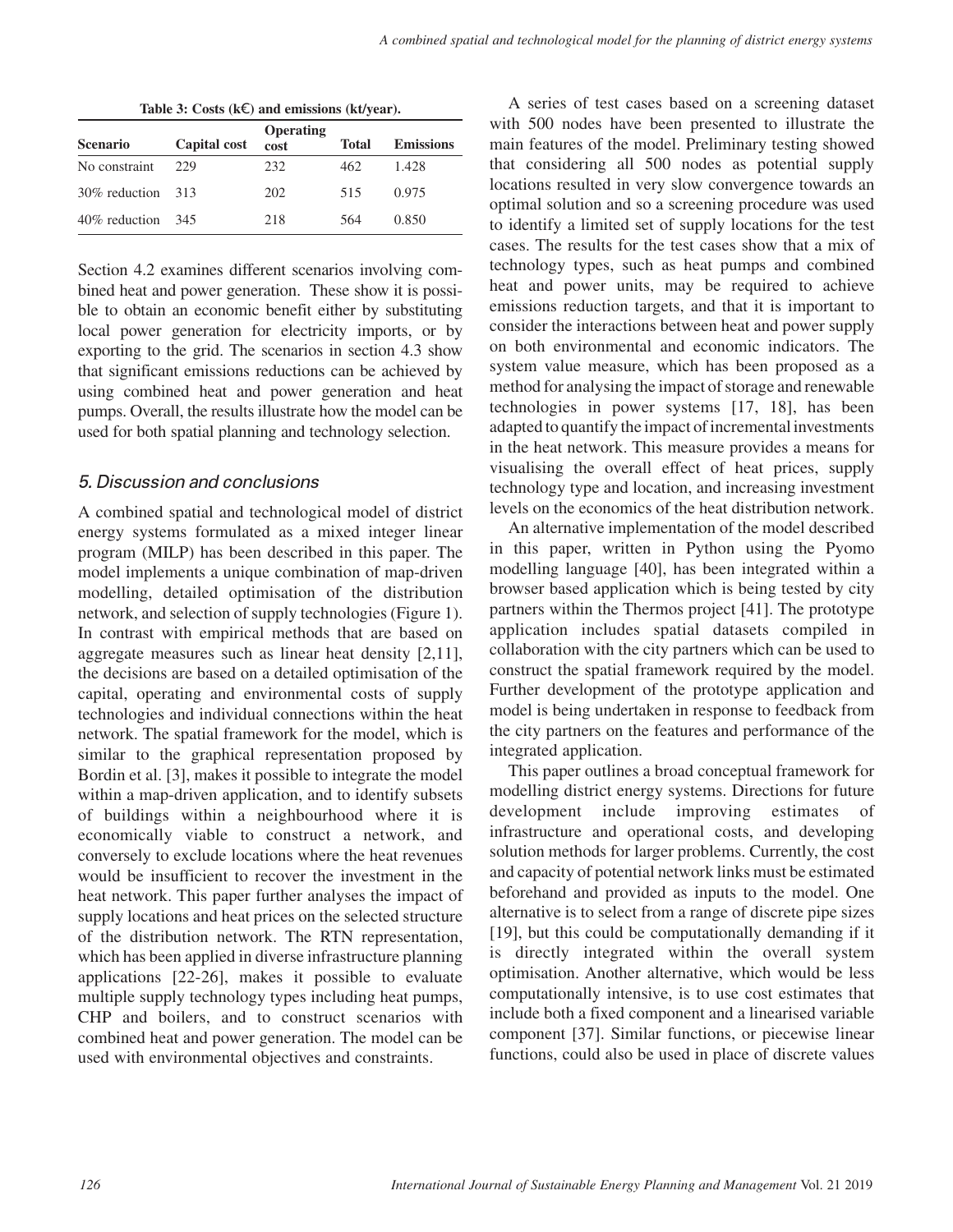**Table 3: Costs (k€) and emissions (kt/year).**

| Scenario | Capital cost | Operating cost | Total | Emissions |
|---|---|---|---|---|
| No constraint | 229 | 232 | 462 | 1.428 |
| 30% reduction | 313 | 202 | 515 | 0.975 |
| 40% reduction | 345 | 218 | 564 | 0.850 |

Section 4.2 examines different scenarios involving combined heat and power generation. These show it is possible to obtain an economic benefit either by substituting local power generation for electricity imports, or by exporting to the grid. The scenarios in section 4.3 show that significant emissions reductions can be achieved by using combined heat and power generation and heat pumps. Overall, the results illustrate how the model can be used for both spatial planning and technology selection.

## 5. Discussion and conclusions

A combined spatial and technological model of district energy systems formulated as a mixed integer linear program (MILP) has been described in this paper. The model implements a unique combination of map-driven modelling, detailed optimisation of the distribution network, and selection of supply technologies (Figure 1). In contrast with empirical methods that are based on aggregate measures such as linear heat density [2,11], the decisions are based on a detailed optimisation of the capital, operating and environmental costs of supply technologies and individual connections within the heat network. The spatial framework for the model, which is similar to the graphical representation proposed by Bordin et al. [3], makes it possible to integrate the model within a map-driven application, and to identify subsets of buildings within a neighbourhood where it is economically viable to construct a network, and conversely to exclude locations where the heat revenues would be insufficient to recover the investment in the heat network. This paper further analyses the impact of supply locations and heat prices on the selected structure of the distribution network. The RTN representation, which has been applied in diverse infrastructure planning applications [22-26], makes it possible to evaluate multiple supply technology types including heat pumps, CHP and boilers, and to construct scenarios with combined heat and power generation. The model can be used with environmental objectives and constraints.

A series of test cases based on a screening dataset with 500 nodes have been presented to illustrate the main features of the model. Preliminary testing showed that considering all 500 nodes as potential supply locations resulted in very slow convergence towards an optimal solution and so a screening procedure was used to identify a limited set of supply locations for the test cases. The results for the test cases show that a mix of technology types, such as heat pumps and combined heat and power units, may be required to achieve emissions reduction targets, and that it is important to consider the interactions between heat and power supply on both environmental and economic indicators. The system value measure, which has been proposed as a method for analysing the impact of storage and renewable technologies in power systems [17, 18], has been adapted to quantify the impact of incremental investments in the heat network. This measure provides a means for visualising the overall effect of heat prices, supply technology type and location, and increasing investment levels on the economics of the heat distribution network.

An alternative implementation of the model described in this paper, written in Python using the Pyomo modelling language [40], has been integrated within a browser based application which is being tested by city partners within the Thermos project [41]. The prototype application includes spatial datasets compiled in collaboration with the city partners which can be used to construct the spatial framework required by the model. Further development of the prototype application and model is being undertaken in response to feedback from the city partners on the features and performance of the integrated application.

This paper outlines a broad conceptual framework for modelling district energy systems. Directions for future development include improving estimates of infrastructure and operational costs, and developing solution methods for larger problems. Currently, the cost and capacity of potential network links must be estimated beforehand and provided as inputs to the model. One alternative is to select from a range of discrete pipe sizes [19], but this could be computationally demanding if it is directly integrated within the overall system optimisation. Another alternative, which would be less computationally intensive, is to use cost estimates that include both a fixed component and a linearised variable component [37]. Similar functions, or piecewise linear functions, could also be used in place of discrete values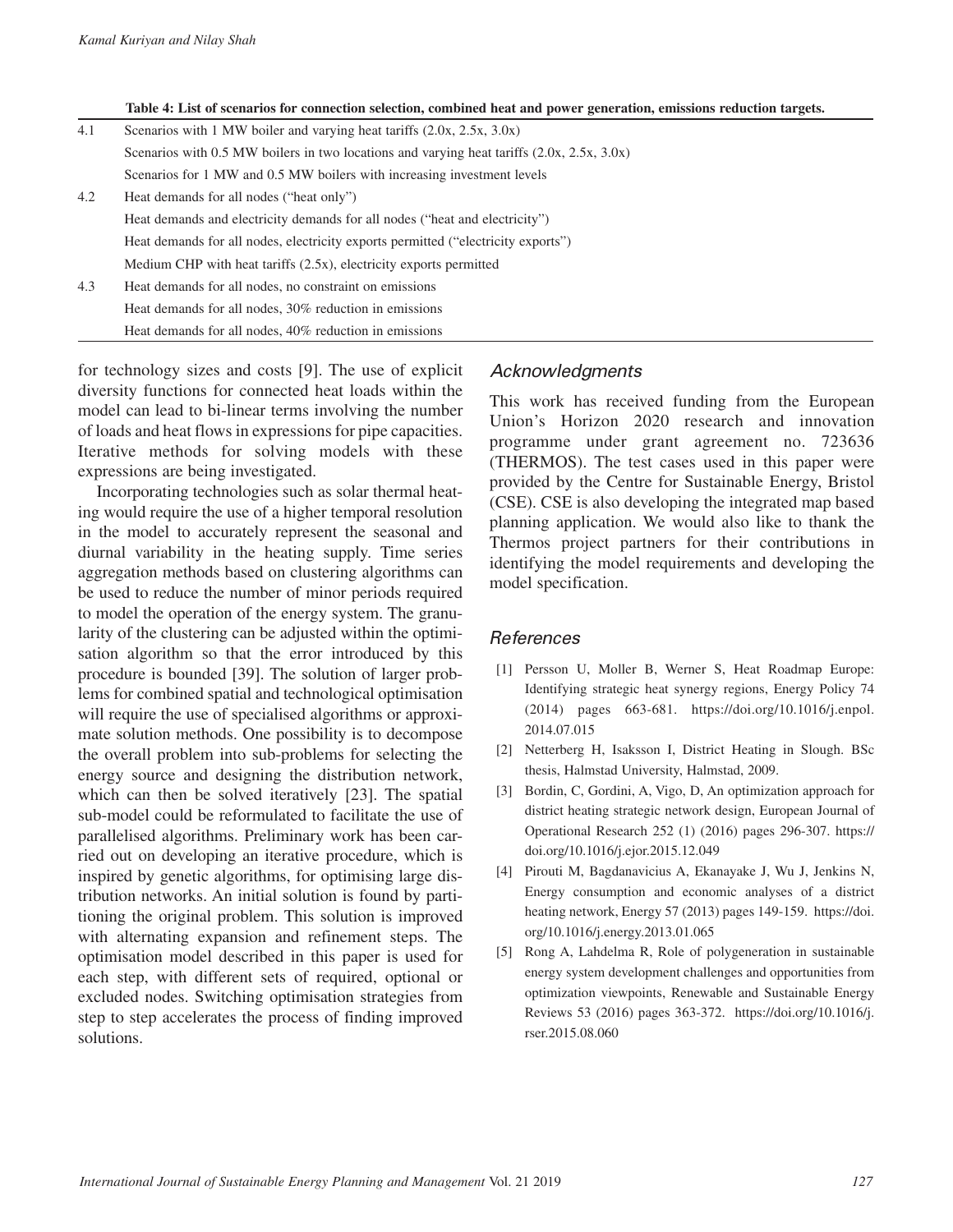**Table 4: List of scenarios for connection selection, combined heat and power generation, emissions reduction targets.**

| | |
|---|---|
| 4.1 | Scenarios with 1 MW boiler and varying heat tariffs (2.0x, 2.5x, 3.0x) |
| | Scenarios with 0.5 MW boilers in two locations and varying heat tariffs (2.0x, 2.5x, 3.0x) |
| | Scenarios for 1 MW and 0.5 MW boilers with increasing investment levels |
| 4.2 | Heat demands for all nodes ("heat only") |
| | Heat demands and electricity demands for all nodes ("heat and electricity") |
| | Heat demands for all nodes, electricity exports permitted ("electricity exports") |
| | Medium CHP with heat tariffs (2.5x), electricity exports permitted |
| 4.3 | Heat demands for all nodes, no constraint on emissions |
| | Heat demands for all nodes, 30% reduction in emissions |
| | Heat demands for all nodes, 40% reduction in emissions |

for technology sizes and costs [9]. The use of explicit diversity functions for connected heat loads within the model can lead to bi-linear terms involving the number of loads and heat flows in expressions for pipe capacities. Iterative methods for solving models with these expressions are being investigated.

Incorporating technologies such as solar thermal heating would require the use of a higher temporal resolution in the model to accurately represent the seasonal and diurnal variability in the heating supply. Time series aggregation methods based on clustering algorithms can be used to reduce the number of minor periods required to model the operation of the energy system. The granularity of the clustering can be adjusted within the optimisation algorithm so that the error introduced by this procedure is bounded [39]. The solution of larger problems for combined spatial and technological optimisation will require the use of specialised algorithms or approximate solution methods. One possibility is to decompose the overall problem into sub-problems for selecting the energy source and designing the distribution network, which can then be solved iteratively [23]. The spatial sub-model could be reformulated to facilitate the use of parallelised algorithms. Preliminary work has been carried out on developing an iterative procedure, which is inspired by genetic algorithms, for optimising large distribution networks. An initial solution is found by partitioning the original problem. This solution is improved with alternating expansion and refinement steps. The optimisation model described in this paper is used for each step, with different sets of required, optional or excluded nodes. Switching optimisation strategies from step to step accelerates the process of finding improved solutions.

## Acknowledgments

This work has received funding from the European Union's Horizon 2020 research and innovation programme under grant agreement no. 723636 (THERMOS). The test cases used in this paper were provided by the Centre for Sustainable Energy, Bristol (CSE). CSE is also developing the integrated map based planning application. We would also like to thank the Thermos project partners for their contributions in identifying the model requirements and developing the model specification.

## References

[1] Persson U, Moller B, Werner S, Heat Roadmap Europe: Identifying strategic heat synergy regions, Energy Policy 74 (2014) pages 663-681. https://doi.org/10.1016/j.enpol.2014.07.015

[2] Netterberg H, Isaksson I, District Heating in Slough. BSc thesis, Halmstad University, Halmstad, 2009.

[3] Bordin, C, Gordini, A, Vigo, D, An optimization approach for district heating strategic network design, European Journal of Operational Research 252 (1) (2016) pages 296-307. https://doi.org/10.1016/j.ejor.2015.12.049

[4] Pirouti M, Bagdanavicius A, Ekanayake J, Wu J, Jenkins N, Energy consumption and economic analyses of a district heating network, Energy 57 (2013) pages 149-159. https://doi.org/10.1016/j.energy.2013.01.065

[5] Rong A, Lahdelma R, Role of polygeneration in sustainable energy system development challenges and opportunities from optimization viewpoints, Renewable and Sustainable Energy Reviews 53 (2016) pages 363-372. https://doi.org/10.1016/j.rser.2015.08.060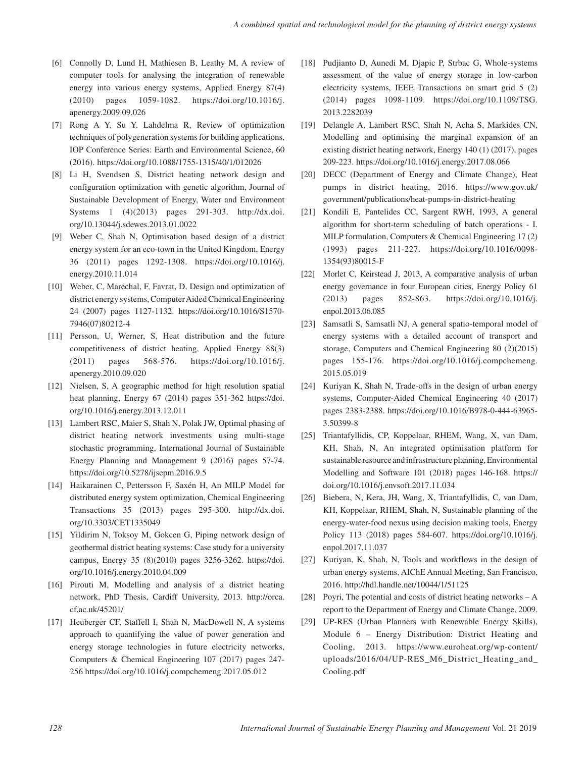[6] Connolly D, Lund H, Mathiesen B, Leathy M, A review of computer tools for analysing the integration of renewable energy into various energy systems, Applied Energy 87(4) (2010) pages 1059-1082. https://doi.org/10.1016/j.apenergy.2009.09.026

[7] Rong A Y, Su Y, Lahdelma R, Review of optimization techniques of polygeneration systems for building applications, IOP Conference Series: Earth and Environmental Science, 60 (2016). https://doi.org/10.1088/1755-1315/40/1/012026

[8] Li H, Svendsen S, District heating network design and configuration optimization with genetic algorithm, Journal of Sustainable Development of Energy, Water and Environment Systems 1 (4)(2013) pages 291-303. http://dx.doi.org/10.13044/j.sdewes.2013.01.0022

[9] Weber C, Shah N, Optimisation based design of a district energy system for an eco-town in the United Kingdom, Energy 36 (2011) pages 1292-1308. https://doi.org/10.1016/j.energy.2010.11.014

[10] Weber, C, Maréchal, F, Favrat, D, Design and optimization of district energy systems, Computer Aided Chemical Engineering 24 (2007) pages 1127-1132. https://doi.org/10.1016/S1570-7946(07)80212-4

[11] Persson, U, Werner, S, Heat distribution and the future competitiveness of district heating, Applied Energy 88(3) (2011) pages 568-576. https://doi.org/10.1016/j.apenergy.2010.09.020

[12] Nielsen, S, A geographic method for high resolution spatial heat planning, Energy 67 (2014) pages 351-362 https://doi.org/10.1016/j.energy.2013.12.011

[13] Lambert RSC, Maier S, Shah N, Polak JW, Optimal phasing of district heating network investments using multi-stage stochastic programming, International Journal of Sustainable Energy Planning and Management 9 (2016) pages 57-74. https://doi.org/10.5278/ijsepm.2016.9.5

[14] Haikarainen C, Pettersson F, Saxén H, An MILP Model for distributed energy system optimization, Chemical Engineering Transactions 35 (2013) pages 295-300. http://dx.doi.org/10.3303/CET1335049

[15] Yildirim N, Toksoy M, Gokcen G, Piping network design of geothermal district heating systems: Case study for a university campus, Energy 35 (8)(2010) pages 3256-3262. https://doi.org/10.1016/j.energy.2010.04.009

[16] Pirouti M, Modelling and analysis of a district heating network, PhD Thesis, Cardiff University, 2013. http://orca.cf.ac.uk/45201/

[17] Heuberger CF, Staffell I, Shah N, MacDowell N, A systems approach to quantifying the value of power generation and energy storage technologies in future electricity networks, Computers & Chemical Engineering 107 (2017) pages 247-256 https://doi.org/10.1016/j.compchemeng.2017.05.012

[18] Pudjianto D, Aunedi M, Djapic P, Strbac G, Whole-systems assessment of the value of energy storage in low-carbon electricity systems, IEEE Transactions on smart grid 5 (2) (2014) pages 1098-1109. https://doi.org/10.1109/TSG.2013.2282039

[19] Delangle A, Lambert RSC, Shah N, Acha S, Markides CN, Modelling and optimising the marginal expansion of an existing district heating network, Energy 140 (1) (2017), pages 209-223. https://doi.org/10.1016/j.energy.2017.08.066

[20] DECC (Department of Energy and Climate Change), Heat pumps in district heating, 2016. https://www.gov.uk/government/publications/heat-pumps-in-district-heating

[21] Kondili E, Pantelides CC, Sargent RWH, 1993, A general algorithm for short-term scheduling of batch operations - I. MILP formulation, Computers & Chemical Engineering 17 (2) (1993) pages 211-227. https://doi.org/10.1016/0098-1354(93)80015-F

[22] Morlet C, Keirstead J, 2013, A comparative analysis of urban energy governance in four European cities, Energy Policy 61 (2013) pages 852-863. https://doi.org/10.1016/j.enpol.2013.06.085

[23] Samsatli S, Samsatli NJ, A general spatio-temporal model of energy systems with a detailed account of transport and storage, Computers and Chemical Engineering 80 (2)(2015) pages 155-176. https://doi.org/10.1016/j.compchemeng.2015.05.019

[24] Kuriyan K, Shah N, Trade-offs in the design of urban energy systems, Computer-Aided Chemical Engineering 40 (2017) pages 2383-2388. https://doi.org/10.1016/B978-0-444-63965-3.50399-8

[25] Triantafyllidis, CP, Koppelaar, RHEM, Wang, X, van Dam, KH, Shah, N, An integrated optimisation platform for sustainable resource and infrastructure planning, Environmental Modelling and Software 101 (2018) pages 146-168. https://doi.org/10.1016/j.envsoft.2017.11.034

[26] Biebera, N, Kera, JH, Wang, X, Triantafyllidis, C, van Dam, KH, Koppelaar, RHEM, Shah, N, Sustainable planning of the energy-water-food nexus using decision making tools, Energy Policy 113 (2018) pages 584-607. https://doi.org/10.1016/j.enpol.2017.11.037

[27] Kuriyan, K, Shah, N, Tools and workflows in the design of urban energy systems, AIChE Annual Meeting, San Francisco, 2016. http://hdl.handle.net/10044/1/51125

[28] Poyri, The potential and costs of district heating networks – A report to the Department of Energy and Climate Change, 2009.

[29] UP-RES (Urban Planners with Renewable Energy Skills), Module 6 – Energy Distribution: District Heating and Cooling, 2013. https://www.euroheat.org/wp-content/uploads/2016/04/UP-RES_M6_District_Heating_and_Cooling.pdf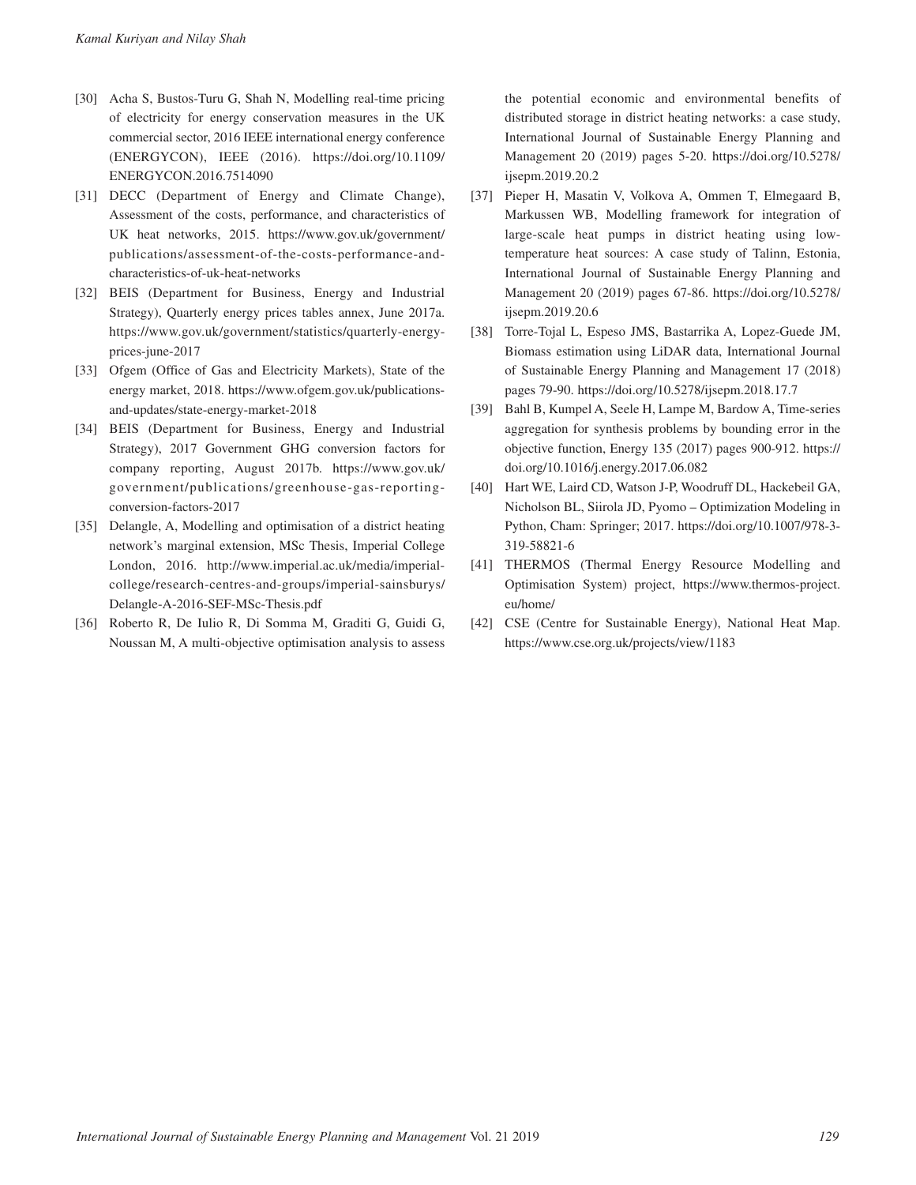[30] Acha S, Bustos-Turu G, Shah N, Modelling real-time pricing of electricity for energy conservation measures in the UK commercial sector, 2016 IEEE international energy conference (ENERGYCON), IEEE (2016). https://doi.org/10.1109/ENERGYCON.2016.7514090

[31] DECC (Department of Energy and Climate Change), Assessment of the costs, performance, and characteristics of UK heat networks, 2015. https://www.gov.uk/government/publications/assessment-of-the-costs-performance-and-characteristics-of-uk-heat-networks

[32] BEIS (Department for Business, Energy and Industrial Strategy), Quarterly energy prices tables annex, June 2017a. https://www.gov.uk/government/statistics/quarterly-energy-prices-june-2017

[33] Ofgem (Office of Gas and Electricity Markets), State of the energy market, 2018. https://www.ofgem.gov.uk/publications-and-updates/state-energy-market-2018

[34] BEIS (Department for Business, Energy and Industrial Strategy), 2017 Government GHG conversion factors for company reporting, August 2017b. https://www.gov.uk/government/publications/greenhouse-gas-reporting-conversion-factors-2017

[35] Delangle, A, Modelling and optimisation of a district heating network's marginal extension, MSc Thesis, Imperial College London, 2016. http://www.imperial.ac.uk/media/imperial-college/research-centres-and-groups/imperial-sainsburys/Delangle-A-2016-SEF-MSc-Thesis.pdf

[36] Roberto R, De Iulio R, Di Somma M, Graditi G, Guidi G, Noussan M, A multi-objective optimisation analysis to assess the potential economic and environmental benefits of distributed storage in district heating networks: a case study, International Journal of Sustainable Energy Planning and Management 20 (2019) pages 5-20. https://doi.org/10.5278/ijsepm.2019.20.2

[37] Pieper H, Masatin V, Volkova A, Ommen T, Elmegaard B, Markussen WB, Modelling framework for integration of large-scale heat pumps in district heating using low-temperature heat sources: A case study of Talinn, Estonia, International Journal of Sustainable Energy Planning and Management 20 (2019) pages 67-86. https://doi.org/10.5278/ijsepm.2019.20.6

[38] Torre-Tojal L, Espeso JMS, Bastarrika A, Lopez-Guede JM, Biomass estimation using LiDAR data, International Journal of Sustainable Energy Planning and Management 17 (2018) pages 79-90. https://doi.org/10.5278/ijsepm.2018.17.7

[39] Bahl B, Kumpel A, Seele H, Lampe M, Bardow A, Time-series aggregation for synthesis problems by bounding error in the objective function, Energy 135 (2017) pages 900-912. https://doi.org/10.1016/j.energy.2017.06.082

[40] Hart WE, Laird CD, Watson J-P, Woodruff DL, Hackebeil GA, Nicholson BL, Siirola JD, Pyomo – Optimization Modeling in Python, Cham: Springer; 2017. https://doi.org/10.1007/978-3-319-58821-6

[41] THERMOS (Thermal Energy Resource Modelling and Optimisation System) project, https://www.thermos-project.eu/home/

[42] CSE (Centre for Sustainable Energy), National Heat Map. https://www.cse.org.uk/projects/view/1183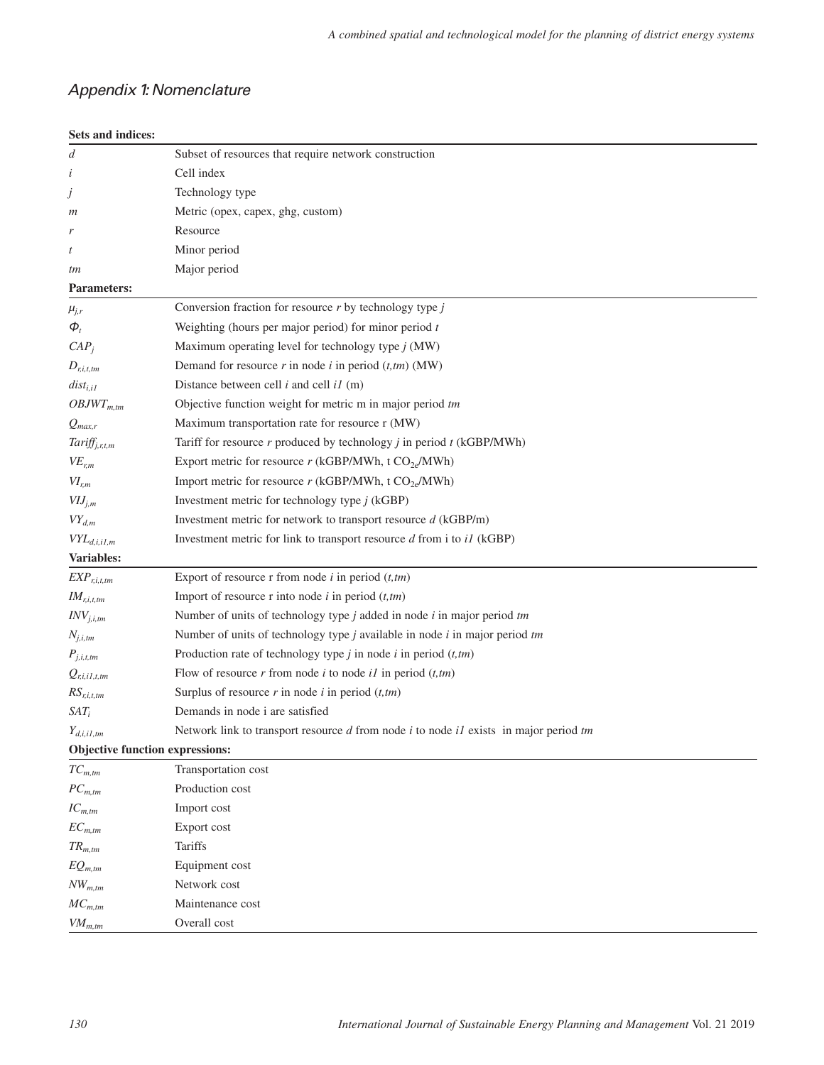## *Appendix 1: Nomenclature*

| **Sets and indices:** | |
|---|---|
| $d$ | Subset of resources that require network construction |
| $i$ | Cell index |
| $j$ | Technology type |
| $m$ | Metric (opex, capex, ghg, custom) |
| $r$ | Resource |
| $t$ | Minor period |
| $tm$ | Major period |
| **Parameters:** | |
| $\mu_{j,r}$ | Conversion fraction for resource *r* by technology type *j* |
| $\Phi_t$ | Weighting (hours per major period) for minor period *t* |
| $CAP_j$ | Maximum operating level for technology type *j* (MW) |
| $D_{r,i,t,tm}$ | Demand for resource *r* in node *i* in period (*t,tm*) (MW) |
| $dist_{i,i1}$ | Distance between cell *i* and cell *i1* (m) |
| $OBJWT_{m,tm}$ | Objective function weight for metric m in major period *tm* |
| $Q_{max,r}$ | Maximum transportation rate for resource r (MW) |
| $Tariff_{j,r,t,m}$ | Tariff for resource *r* produced by technology *j* in period *t* (kGBP/MWh) |
| $VE_{r,m}$ | Export metric for resource *r* (kGBP/MWh, t $CO_{2e}$/MWh) |
| $VI_{r,m}$ | Import metric for resource *r* (kGBP/MWh, t $CO_{2e}$/MWh) |
| $VIJ_{j,m}$ | Investment metric for technology type *j* (kGBP) |
| $VY_{d,m}$ | Investment metric for network to transport resource *d* (kGBP/m) |
| $VYL_{d,i,i1,m}$ | Investment metric for link to transport resource *d* from i to *i1* (kGBP) |
| **Variables:** | |
| $EXP_{r,i,t,tm}$ | Export of resource r from node *i* in period (*t,tm*) |
| $IM_{r,i,t,tm}$ | Import of resource r into node *i* in period (*t,tm*) |
| $INV_{j,i,tm}$ | Number of units of technology type *j* added in node *i* in major period *tm* |
| $N_{j,i,tm}$ | Number of units of technology type *j* available in node *i* in major period *tm* |
| $P_{j,i,t,tm}$ | Production rate of technology type *j* in node *i* in period (*t,tm*) |
| $Q_{r,i,i1,t,tm}$ | Flow of resource *r* from node *i* to node *i1* in period (*t,tm*) |
| $RS_{r,i,t,tm}$ | Surplus of resource *r* in node *i* in period (*t,tm*) |
| $SAT_i$ | Demands in node i are satisfied |
| $Y_{d,i,i1,tm}$ | Network link to transport resource *d* from node *i* to node *i1* exists in major period *tm* |
| **Objective function expressions:** | |
| $TC_{m,tm}$ | Transportation cost |
| $PC_{m,tm}$ | Production cost |
| $IC_{m,tm}$ | Import cost |
| $EC_{m,tm}$ | Export cost |
| $TR_{m,tm}$ | Tariffs |
| $EQ_{m,tm}$ | Equipment cost |
| $NW_{m,tm}$ | Network cost |
| $MC_{m,tm}$ | Maintenance cost |
| $VM_{m,tm}$ | Overall cost |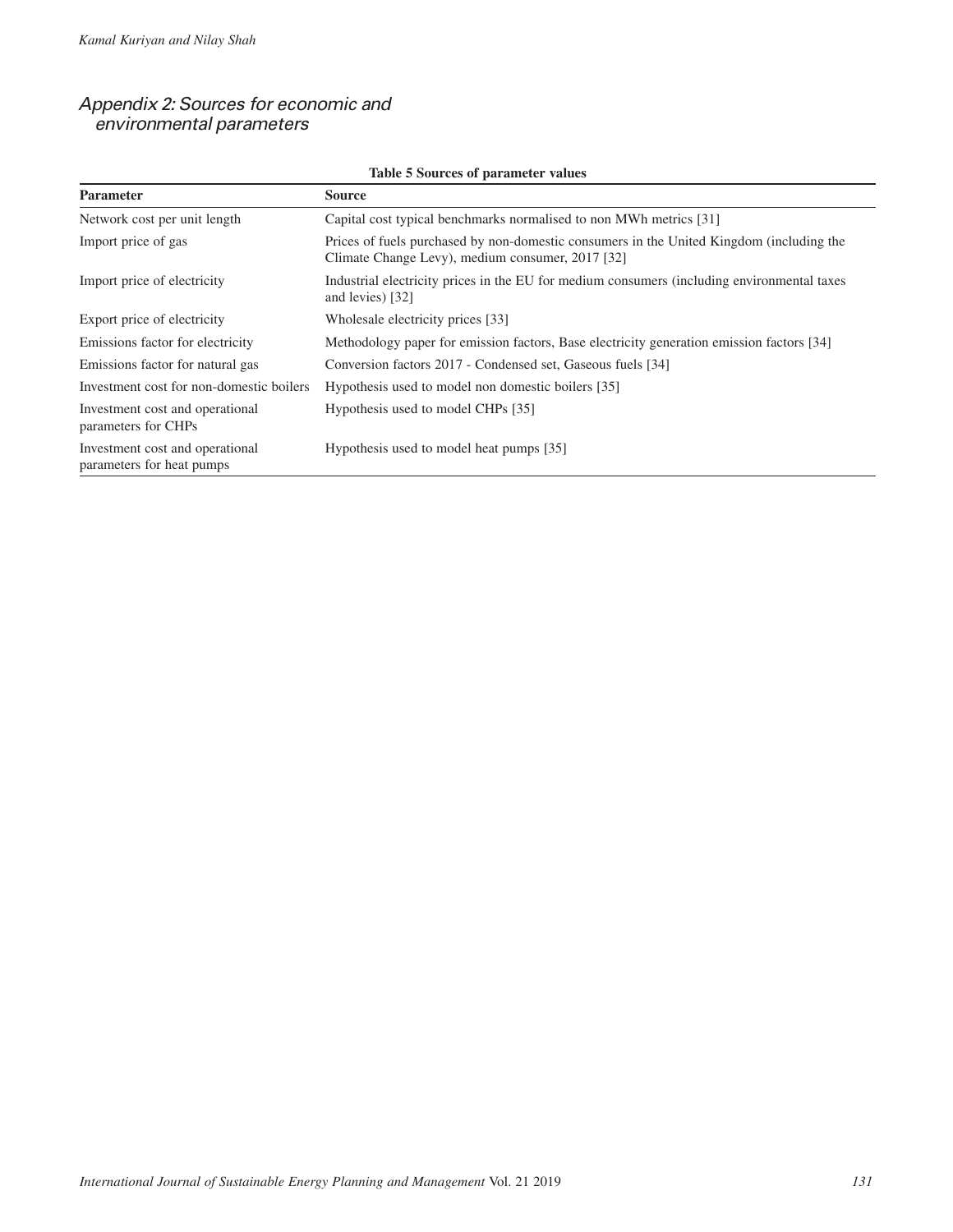## Appendix 2: Sources for economic and environmental parameters

**Table 5 Sources of parameter values**

| Parameter | Source |
|---|---|
| Network cost per unit length | Capital cost typical benchmarks normalised to non MWh metrics [31] |
| Import price of gas | Prices of fuels purchased by non-domestic consumers in the United Kingdom (including the Climate Change Levy), medium consumer, 2017 [32] |
| Import price of electricity | Industrial electricity prices in the EU for medium consumers (including environmental taxes and levies) [32] |
| Export price of electricity | Wholesale electricity prices [33] |
| Emissions factor for electricity | Methodology paper for emission factors, Base electricity generation emission factors [34] |
| Emissions factor for natural gas | Conversion factors 2017 - Condensed set, Gaseous fuels [34] |
| Investment cost for non-domestic boilers | Hypothesis used to model non domestic boilers [35] |
| Investment cost and operational parameters for CHPs | Hypothesis used to model CHPs [35] |
| Investment cost and operational parameters for heat pumps | Hypothesis used to model heat pumps [35] |